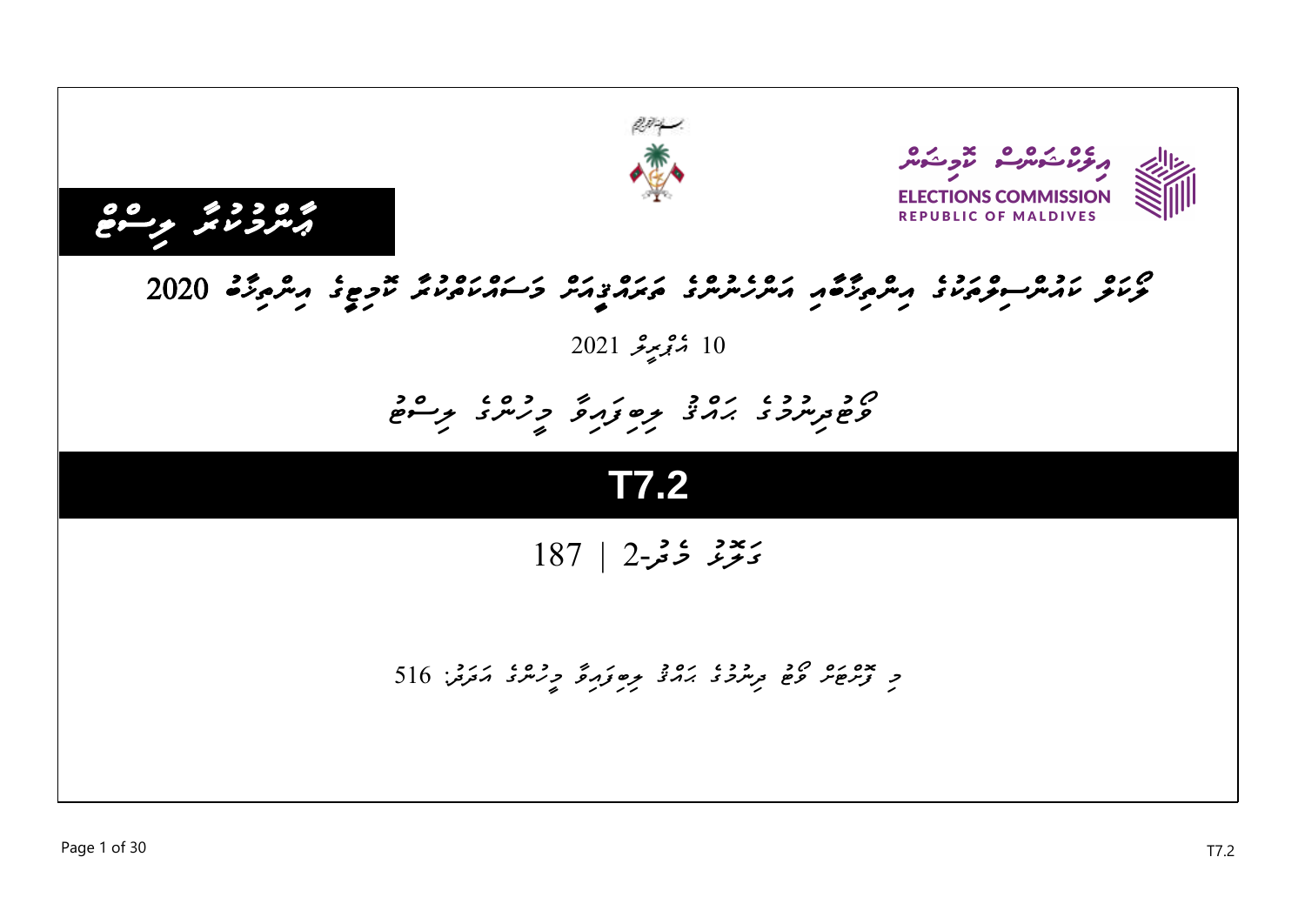ބިސްމިﷲ الرحمن الرحيم

އިލެކްޝަންސް ކޮމިޝަން

ELECTIONS COMMISSION
REPUBLIC OF MALDIVES

އަންހުމުކުރާ ލިސްޓް

# ލޯކަލް ކައުންސިލްތަކުގެ އިންތިޚާބާއި އަންހެނުންގެ ތަރައްޤީއަށް މަސައްކަތްކުރާ ކޮމިޓީގެ އިންތިޚާބު 2020

10 އެޕްރިލް 2021

ވޯޓުދިނުމުގެ ހައްޤު ލިބިފައިވާ މީހުންގެ ލިސްޓު

# T7.2

ގަލޯޅު މާލެ-2 | 187

މި ފޯރމަށް ވޯޓު ދިނުމުގެ ހައްޤު ލިބިފައިވާ މީހުންގެ އަދަދު: 516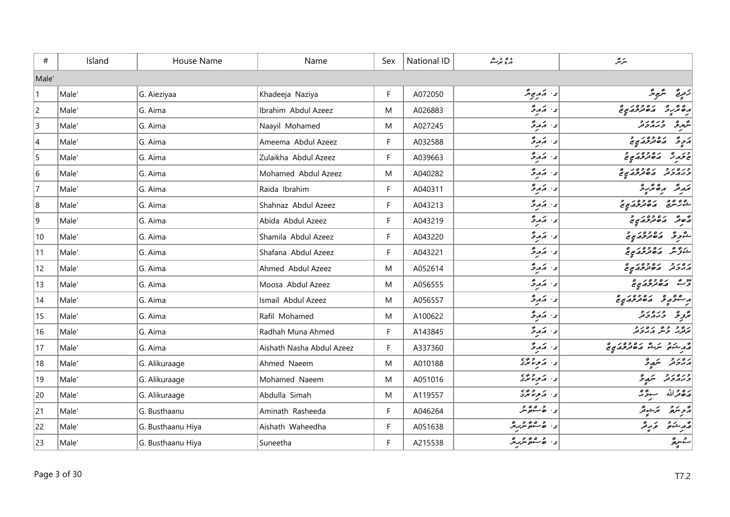| # | Island | House Name | Name | Sex | National ID | ރެކޯޑް | ނަން |
|---|---|---|---|---|---|---|---|
| Male' | | | | | | | |
| 1 | Male' | G. Aieziyaa | Khadeeja Naziya | F | A072050 | ގ. އައިޒިޔާ | ޚަދީޖާ ނާޒިޔާ |
| 2 | Male' | G. Aima | Ibrahim Abdul Azeez | M | A026883 | ގ. އައިމާ | އިބްރާހީމް އަބްދުލްއަޒީޒް |
| 3 | Male' | G. Aima | Naayil Mohamed | M | A027245 | ގ. އައިމާ | ނާއިލް މުޙައްމަދު |
| 4 | Male' | G. Aima | Ameema Abdul Azeez | F | A032588 | ގ. އައިމާ | އަމީމާ އަބްދުލްއަޒީޒް |
| 5 | Male' | G. Aima | Zulaikha Abdul Azeez | F | A039663 | ގ. އައިމާ | ޒުލައިޚާ އަބްދުލްއަޒީޒް |
| 6 | Male' | G. Aima | Mohamed Abdul Azeez | M | A040282 | ގ. އައިމާ | މުޙައްމަދު އަބްދުލްއަޒީޒް |
| 7 | Male' | G. Aima | Raida Ibrahim | F | A040311 | ގ. އައިމާ | ރައިދާ އިބްރާހީމް |
| 8 | Male' | G. Aima | Shahnaz Abdul Azeez | F | A043213 | ގ. އައިމާ | ޝާހްނާޒް އަބްދުލްއަޒީޒް |
| 9 | Male' | G. Aima | Abida Abdul Azeez | F | A043219 | ގ. އައިމާ | އާބިދާ އަބްދުލްއަޒީޒް |
| 10 | Male' | G. Aima | Shamila Abdul Azeez | F | A043220 | ގ. އައިމާ | ޝާމިލާ އަބްދުލްއަޒީޒް |
| 11 | Male' | G. Aima | Shafana Abdul Azeez | F | A043221 | ގ. އައިމާ | ޝަފާނާ އަބްދުލްއަޒީޒް |
| 12 | Male' | G. Aima | Ahmed Abdul Azeez | M | A052614 | ގ. އައިމާ | އަޙްމަދު އަބްދުލްއަޒީޒް |
| 13 | Male' | G. Aima | Moosa Abdul Azeez | M | A056555 | ގ. އައިމާ | މޫސާ އަބްދުލްއަޒީޒް |
| 14 | Male' | G. Aima | Ismail Abdul Azeez | M | A056557 | ގ. އައިމާ | އިސްމާޢީލް އަބްދުލްއަޒީޒް |
| 15 | Male' | G. Aima | Rafil Mohamed | M | A100622 | ގ. އައިމާ | ރާފިލް މުޙައްމަދު |
| 16 | Male' | G. Aima | Radhah Muna Ahmed | F | A143845 | ގ. އައިމާ | ރަދާޙް މުނާ އަޙްމަދު |
| 17 | Male' | G. Aima | Aishath Nasha Abdul Azeez | F | A337360 | ގ. އައިމާ | އައިޝަތު ނަޝާ އަބްދުލްއަޒީޒް |
| 18 | Male' | G. Alikuraage | Ahmed Naeem | M | A010188 | ގ. އަލިކުރާގެ | އަޙްމަދު ނަޢީމް |
| 19 | Male' | G. Alikuraage | Mohamed Naeem | M | A051016 | ގ. އަލިކުރާގެ | މުޙައްމަދު ނަޢީމް |
| 20 | Male' | G. Alikuraage | Abdulla Simah | M | A119557 | ގ. އަލިކުރާގެ | އަބްދުﷲ ސިމާޙް |
| 21 | Male' | G. Busthaanu | Aminath Rasheeda | F | A046264 | ގ. ބުސްތާނު | އާމިނަތު ރަޝީދާ |
| 22 | Male' | G. Busthaanu Hiya | Aishath Waheedha | F | A051638 | ގ. ބުސްތާނުހިޔާ | އައިޝަތު ވަޙީދާ |
| 23 | Male' | G. Busthaanu Hiya | Suneetha | F | A215538 | ގ. ބުސްތާނުހިޔާ | ސުނީތާ |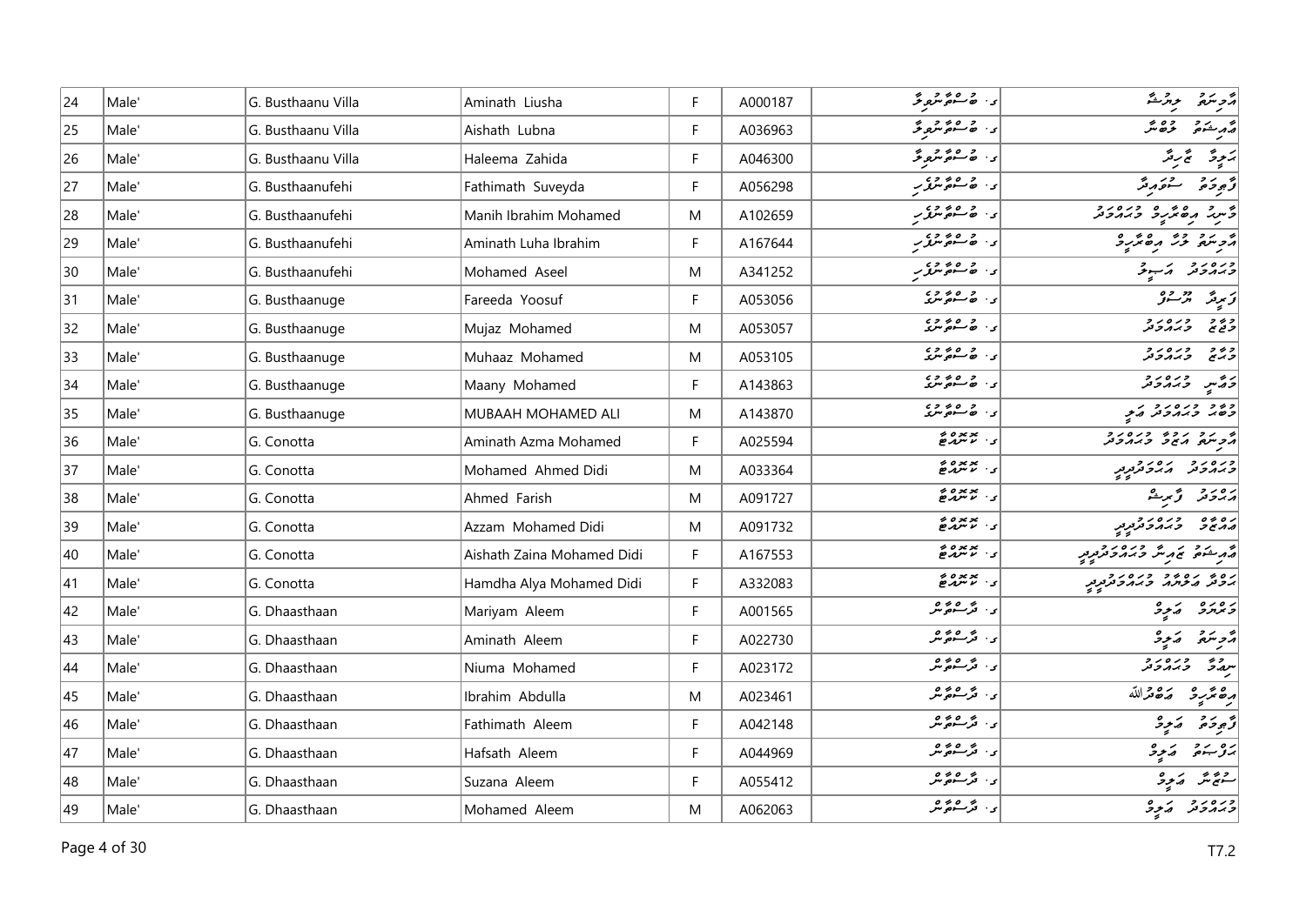| 24 | Male' | G. Busthaanu Villa | Aminath Liusha | F | A000187 | ގ. ބުސްތާނުވިލާ | އާމިނަތު ލިއުޝާ |
|---|---|---|---|---|---|---|---|
| 25 | Male' | G. Busthaanu Villa | Aishath Lubna | F | A036963 | ގ. ބުސްތާނުވިލާ | އައިޝަތު ލުބުނާ |
| 26 | Male' | G. Busthaanu Villa | Haleema Zahida | F | A046300 | ގ. ބުސްތާނުވިލާ | ހަލީމާ ޒާހިދާ |
| 27 | Male' | G. Busthaanufehi | Fathimath Suveyda | F | A056298 | ގ. ބުސްތާނުފެހި | ފާތިމަތު ސުވޭދާ |
| 28 | Male' | G. Busthaanufehi | Manih Ibrahim Mohamed | M | A102659 | ގ. ބުސްތާނުފެހި | މާނިހު އިބްރާހީމް މުހައްމަދު |
| 29 | Male' | G. Busthaanufehi | Aminath Luha Ibrahim | F | A167644 | ގ. ބުސްތާނުފެހި | އާމިނަތު ލުހާ އިބްރާހީމް |
| 30 | Male' | G. Busthaanufehi | Mohamed Aseel | M | A341252 | ގ. ބުސްތާނުފެހި | މުހައްމަދު އަސީލް |
| 31 | Male' | G. Busthaanuge | Fareeda Yoosuf | F | A053056 | ގ. ބުސްތާނުގެ | ފަރީދާ ޔޫސުފް |
| 32 | Male' | G. Busthaanuge | Mujaz Mohamed | M | A053057 | ގ. ބުސްތާނުގެ | މުޖާޒް މުހައްމަދު |
| 33 | Male' | G. Busthaanuge | Muhaaz Mohamed | M | A053105 | ގ. ބުސްތާނުގެ | މުހާޒް މުހައްމަދު |
| 34 | Male' | G. Busthaanuge | Maany Mohamed | F | A143863 | ގ. ބުސްތާނުގެ | މާނީ މުހައްމަދު |
| 35 | Male' | G. Busthaanuge | MUBAAH MOHAMED ALI | M | A143870 | ގ. ބުސްތާނުގެ | މުބާހު މުހައްމަދު ޢަލީ |
| 36 | Male' | G. Conotta | Aminath Azma Mohamed | F | A025594 | ގ.ކޮނޮޓާ | އާމިނަތު އަޒްމާ މުހައްމަދު |
| 37 | Male' | G. Conotta | Mohamed Ahmed Didi | M | A033364 | ގ. ކޮނޮޓާ | މުހައްމަދު އަހްމަދުދީދީ |
| 38 | Male' | G. Conotta | Ahmed Farish | M | A091727 | ގ. ކޮނޮޓާ | އަހްމަދު ފާރިޝް |
| 39 | Male' | G. Conotta | Azzam Mohamed Didi | M | A091732 | ގ. ކޮނޮޓާ | އައްޒާމް މުހައްމަދުދީދީ |
| 40 | Male' | G. Conotta | Aishath Zaina Mohamed Didi | F | A167553 | ގ. ކޮނޮޓާ | އައިޝަތު ޒައިނާ މުހައްމަދުދީދީ |
| 41 | Male' | G. Conotta | Hamdha Alya Mohamed Didi | F | A332083 | ގ. ކޮނޮޓާ | ހަމްދާ އަލްޔާ މުހައްމަދުދީދީ |
| 42 | Male' | G. Dhaasthaan | Mariyam Aleem | F | A001565 | ގ. ދާސްތާން | މަރިޔަމް އަލީމް |
| 43 | Male' | G. Dhaasthaan | Aminath Aleem | F | A022730 | ގ. ދާސްތާން | އާމިނަތު އަލީމް |
| 44 | Male' | G. Dhaasthaan | Niuma Mohamed | F | A023172 | ގ. ދާސްތާން | ނިއުމާ މުހައްމަދު |
| 45 | Male' | G. Dhaasthaan | Ibrahim Abdulla | M | A023461 | ގ. ދާސްތާން | އިބްރާހީމް އަބްދުﷲ |
| 46 | Male' | G. Dhaasthaan | Fathimath Aleem | F | A042148 | ގ. ދާސްތާން | ފާތިމަތު އަލީމް |
| 47 | Male' | G. Dhaasthaan | Hafsath Aleem | F | A044969 | ގ. ދާސްތާން | ހަފްސަތު އަލީމް |
| 48 | Male' | G. Dhaasthaan | Suzana Aleem | F | A055412 | ގ. ދާސްތާން | ސުޒާނާ އަލީމް |
| 49 | Male' | G. Dhaasthaan | Mohamed Aleem | M | A062063 | ގ. ދާސްތާން | މުހައްމަދު އަލީމް |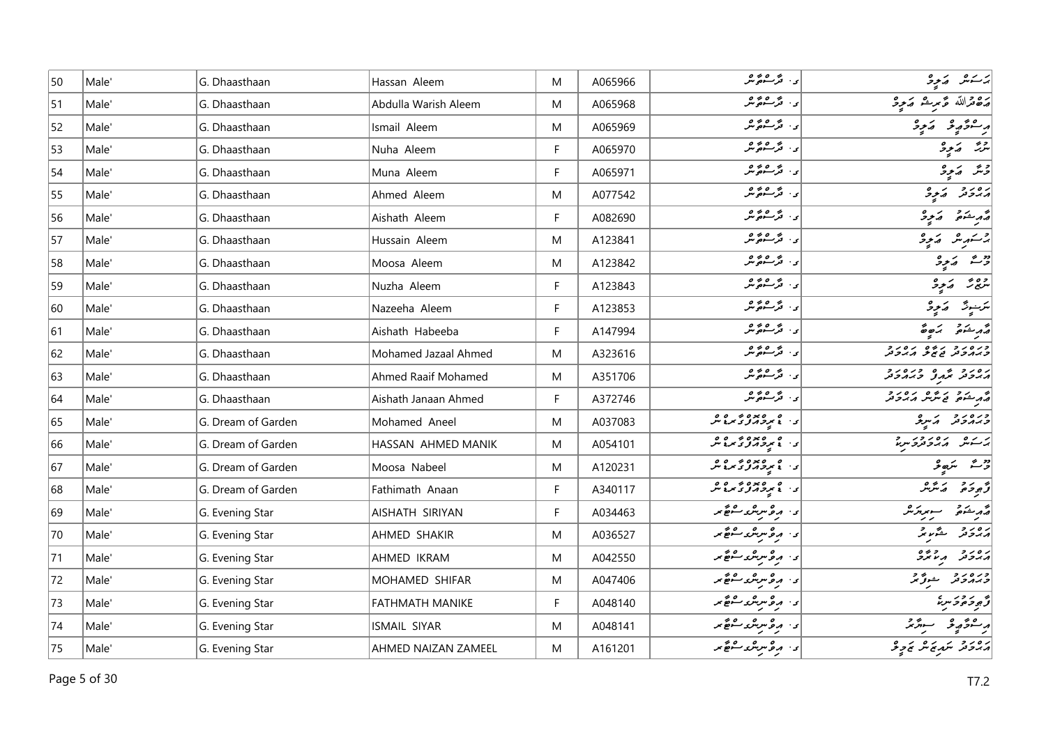| 50 | Male' | G. Dhaasthaan | Hassan Aleem | M | A065966 | ގ. ދާސްތާން | ހަސަން އަލީމް |
|---|---|---|---|---|---|---|---|
| 51 | Male' | G. Dhaasthaan | Abdulla Warish Aleem | M | A065968 | ގ. ދާސްތާން | އަބްދުﷲ ވާރިޝް އަލީމް |
| 52 | Male' | G. Dhaasthaan | Ismail Aleem | M | A065969 | ގ. ދާސްތާން | އިސްމާއީލް އަލީމް |
| 53 | Male' | G. Dhaasthaan | Nuha Aleem | F | A065970 | ގ. ދާސްތާން | ނުހާ އަލީމް |
| 54 | Male' | G. Dhaasthaan | Muna Aleem | F | A065971 | ގ. ދާސްތާން | މުނާ އަލީމް |
| 55 | Male' | G. Dhaasthaan | Ahmed Aleem | M | A077542 | ގ. ދާސްތާން | އަޙްމަދު އަލީމް |
| 56 | Male' | G. Dhaasthaan | Aishath Aleem | F | A082690 | ގ. ދާސްތާން | އާއިޝަތު އަލީމް |
| 57 | Male' | G. Dhaasthaan | Hussain Aleem | M | A123841 | ގ. ދާސްތާން | ހުސައިން އަލީމް |
| 58 | Male' | G. Dhaasthaan | Moosa Aleem | M | A123842 | ގ. ދާސްތާން | މޫސާ އަލީމް |
| 59 | Male' | G. Dhaasthaan | Nuzha Aleem | F | A123843 | ގ. ދާސްތާން | ނުޒްހާ އަލީމް |
| 60 | Male' | G. Dhaasthaan | Nazeeha Aleem | F | A123853 | ގ. ދާސްތާން | ނަޒީހާ އަލީމް |
| 61 | Male' | G. Dhaasthaan | Aishath Habeeba | F | A147994 | ގ. ދާސްތާން | އާއިޝަތު ހަބީބާ |
| 62 | Male' | G. Dhaasthaan | Mohamed Jazaal Ahmed | M | A323616 | ގ. ދާސްތާން | މުޙައްމަދު ޖަޒާލް އަޙްމަދު |
| 63 | Male' | G. Dhaasthaan | Ahmed Raaif Mohamed | M | A351706 | ގ. ދާސްތާން | އަޙްމަދު ރާއިފް މުޙައްމަދު |
| 64 | Male' | G. Dhaasthaan | Aishath Janaan Ahmed | F | A372746 | ގ. ދާސްތާން | އާއިޝަތު ޖަނާން އަޙްމަދު |
| 65 | Male' | G. Dream of Garden | Mohamed Aneel | M | A037083 | ގ. ޑްރީމްއޮފްގާރޑަން | މުޙައްމަދު އަނީލް |
| 66 | Male' | G. Dream of Garden | HASSAN AHMED MANIK | M | A054101 | ގ. ޑްރީމްއޮފްގާރޑަން | ހަސަން އަޙްމަދުމަނިކު |
| 67 | Male' | G. Dream of Garden | Moosa Nabeel | M | A120231 | ގ. ޑްރީމްއޮފްގާރޑަން | މޫސާ ނަބީލް |
| 68 | Male' | G. Dream of Garden | Fathimath Anaan | F | A340117 | ގ. ޑްރީމްއޮފްގާރޑަން | ފާތިމަތު އަނާން |
| 69 | Male' | G. Evening Star | AISHATH SIRIYAN | F | A034463 | ގ. އިވްނިންގ ސްޓާރ | އާއިޝަތު ސިރިޔަން |
| 70 | Male' | G. Evening Star | AHMED SHAKIR | M | A036527 | ގ. އިވްނިންގ ސްޓާރ | އަޙްމަދު ޝާކިރު |
| 71 | Male' | G. Evening Star | AHMED IKRAM | M | A042550 | ގ. އިވްނިންގ ސްޓާރ | އަޙްމަދު އިކްރާމް |
| 72 | Male' | G. Evening Star | MOHAMED SHIFAR | M | A047406 | ގ. އިވްނިންގ ސްޓާރ | މުޙައްމަދު ޝިފާރު |
| 73 | Male' | G. Evening Star | FATHMATH MANIKE | F | A048140 | ގ. އިވްނިންގ ސްޓާރ | ފާތިމަތުމަނިކެ |
| 74 | Male' | G. Evening Star | ISMAIL SIYAR | M | A048141 | ގ. އިވްނިންގ ސްޓާރ | އިސްމާއީލް ސިޔާރު |
| 75 | Male' | G. Evening Star | AHMED NAIZAN ZAMEEL | M | A161201 | ގ. އިވްނިންގ ސްޓާރ | އަޙްމަދު ނައިޒަން ޒަމީލް |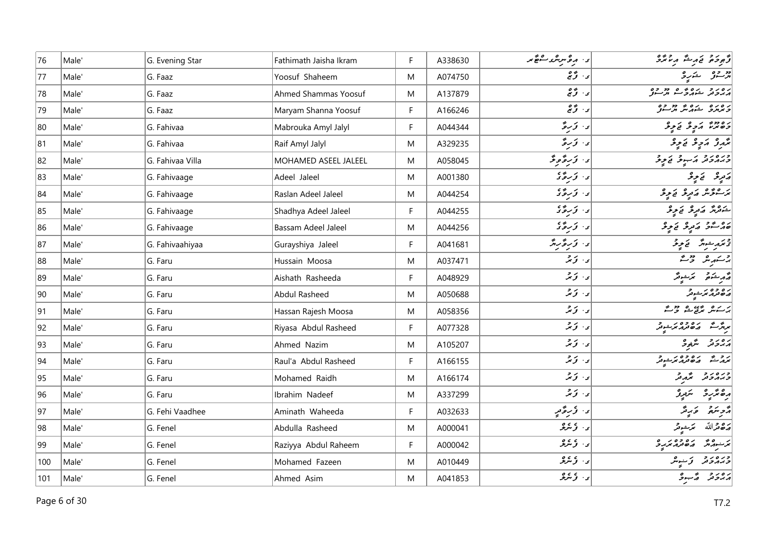| 76 | Male' | G. Evening Star | Fathimath Jaisha Ikram | F | A338630 | ގ. އިވްނިންގ ސްޓާރ | ފާތިމަތު ޖައިޝާ އިކްރާމް |
|---|---|---|---|---|---|---|---|
| 77 | Male' | G. Faaz | Yoosuf Shaheem | M | A074750 | ގ. ފާޒް | ޔޫސުފް ޝަހީމް |
| 78 | Male' | G. Faaz | Ahmed Shammas Yoosuf | M | A137879 | ގ. ފާޒް | އަޙްމަދު ޝައްމާސް ޔޫސުފް |
| 79 | Male' | G. Faaz | Maryam Shanna Yoosuf | F | A166246 | ގ. ފާޒް | މަރްޔަމް ޝަންނާ ޔޫސުފް |
| 80 | Male' | G. Fahivaa | Mabrouka Amyl Jalyl | F | A044344 | ގ. ފަހިވާ | މަބްރޫކާ އަމީލް ޖަލީލް |
| 81 | Male' | G. Fahivaa | Raif Amyl Jalyl | M | A329235 | ގ. ފަހިވާ | ރާއިފް އަމީލް ޖަލީލް |
| 82 | Male' | G. Fahivaa Villa | MOHAMED ASEEL JALEEL | M | A058045 | ގ. ފަހިވާވިލާ | މުޙައްމަދު އަސީލް ޖަލީލް |
| 83 | Male' | G. Fahivaage | Adeel Jaleel | M | A001380 | ގ. ފަހިވާގެ | އަދީލް ޖަލީލް |
| 84 | Male' | G. Fahivaage | Raslan Adeel Jaleel | M | A044254 | ގ. ފަހިވާގެ | ރަސްލާން އަދީލް ޖަލީލް |
| 85 | Male' | G. Fahivaage | Shadhya Adeel Jaleel | F | A044255 | ގ. ފަހިވާގެ | ޝަދްޔާ އަދީލް ޖަލީލް |
| 86 | Male' | G. Fahivaage | Bassam Adeel Jaleel | M | A044256 | ގ. ފަހިވާގެ | ބައްސާމް އަދީލް ޖަލީލް |
| 87 | Male' | G. Fahivaahiyaa | Gurayshiya Jaleel | F | A041681 | ގ. ފަހިވާހިޔާ | ގުރައިޝިޔާ ޖަލީލް |
| 88 | Male' | G. Faru | Hussain Moosa | M | A037471 | ގ. ފަރު | ހުސައިން މޫސާ |
| 89 | Male' | G. Faru | Aishath Rasheeda | F | A048929 | ގ. ފަރު | އައިޝަތު ރަޝީދާ |
| 90 | Male' | G. Faru | Abdul Rasheed | M | A050688 | ގ. ފަރު | އަބްދުއްރަޝީދު |
| 91 | Male' | G. Faru | Hassan Rajesh Moosa | M | A058356 | ގ. ފަރު | ހަސަން ރާޖޭޝް މޫސާ |
| 92 | Male' | G. Faru | Riyasa Abdul Rasheed | F | A077328 | ގ. ފަރު | ރިޔާސާ އަބްދުއްރަޝީދު |
| 93 | Male' | G. Faru | Ahmed Nazim | M | A105207 | ގ. ފަރު | އަޙްމަދު ނާޒިމް |
| 94 | Male' | G. Faru | Raul'a Abdul Rasheed | F | A166155 | ގ. ފަރު | ރައުލާ އަބްދުއްރަޝީދު |
| 95 | Male' | G. Faru | Mohamed Raidh | M | A166174 | ގ. ފަރު | މުޙައްމަދު ރާއިދު |
| 96 | Male' | G. Faru | Ibrahim Nadeef | M | A337299 | ގ. ފަރު | އިބްރާހީމް ނަދީފް |
| 97 | Male' | G. Fehi Vaadhee | Aminath Waheeda | F | A032633 | ގ. ފެހިވާދީ | އާމިނަތު ވަހީދާ |
| 98 | Male' | G. Fenel | Abdulla Rasheed | M | A000041 | ގ. ފެނެލް | އަބްދުﷲ ރަޝީދު |
| 99 | Male' | G. Fenel | Raziyya Abdul Raheem | F | A000042 | ގ. ފެނެލް | ރަޒިއްޔާ އަބްދުއްރަޙީމް |
| 100 | Male' | G. Fenel | Mohamed Fazeen | M | A010449 | ގ. ފެނެލް | މުޙައްމަދު ފަޒީން |
| 101 | Male' | G. Fenel | Ahmed Asim | M | A041853 | ގ. ފެނެލް | އަޙްމަދު އާސިމް |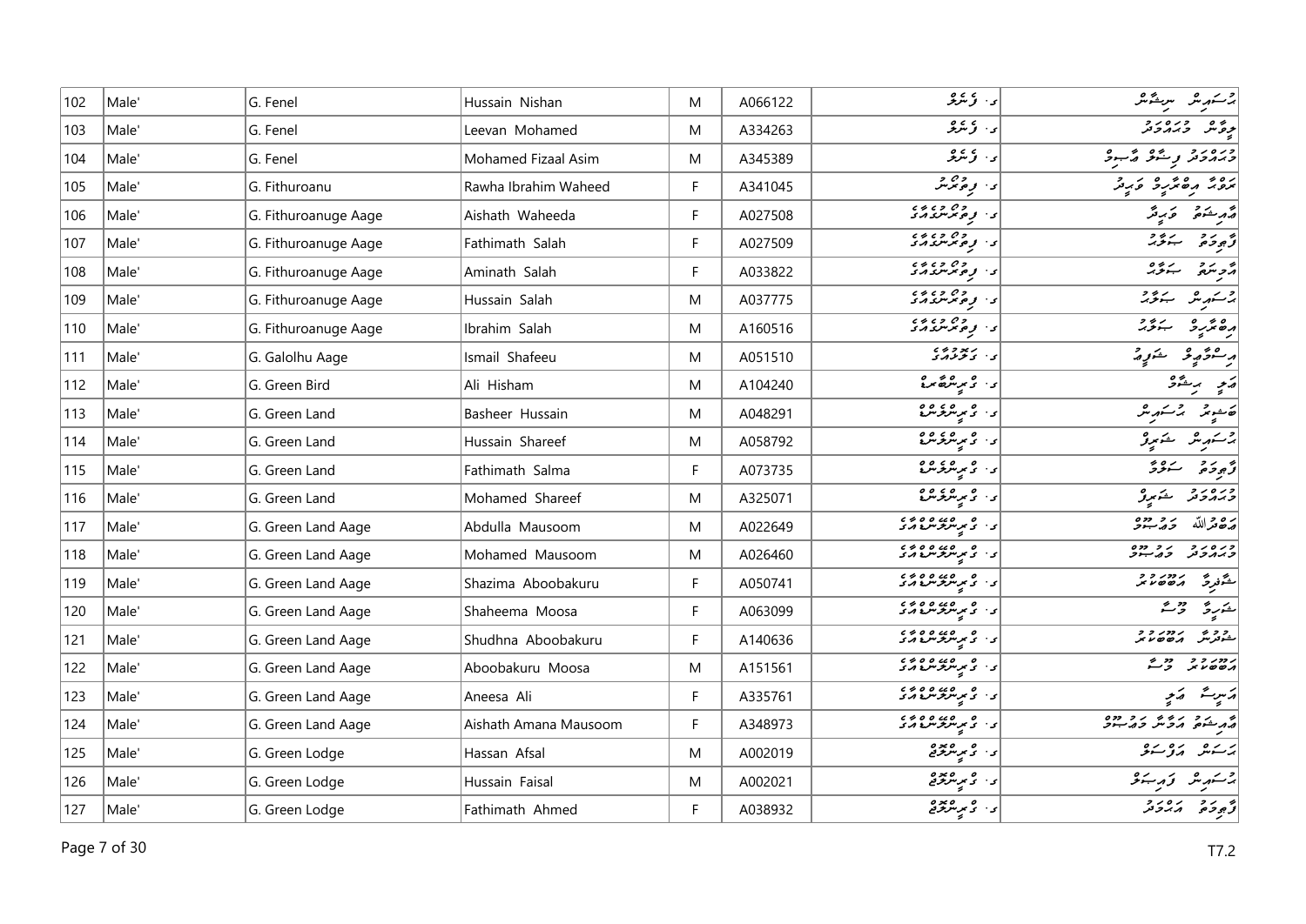| 102 | Male' | G. Fenel | Hussain Nishan | M | A066122 | ގ. ފެނެލް | ހުސައިން ނިޝާން |
|---|---|---|---|---|---|---|---|
| 103 | Male' | G. Fenel | Leevan Mohamed | M | A334263 | ގ. ފެނެލް | ލީވާން މުހައްމަދު |
| 104 | Male' | G. Fenel | Mohamed Fizaal Asim | M | A345389 | ގ. ފެނެލް | މުހައްމަދު ފިޒާލް އާސިމް |
| 105 | Male' | G. Fithuroanu | Rawha Ibrahim Waheed | F | A341045 | ގ. ފިތުރޯނު | ރައުހާ އިބްރާހީމް ވަހީދު |
| 106 | Male' | G. Fithuroanuge Aage | Aishath Waheeda | F | A027508 | ގ. ފިތުރޯނުގެއާގެ | އައިޝަތު ވަހީދާ |
| 107 | Male' | G. Fithuroanuge Aage | Fathimath Salah | F | A027509 | ގ. ފިތުރޯނުގެއާގެ | ފާތިމަތު ސަލާހު |
| 108 | Male' | G. Fithuroanuge Aage | Aminath Salah | F | A033822 | ގ. ފިތުރޯނުގެއާގެ | އާމިނަތު ސަލާހު |
| 109 | Male' | G. Fithuroanuge Aage | Hussain Salah | M | A037775 | ގ. ފިތުރޯނުގެއާގެ | ހުސައިން ސަލާހު |
| 110 | Male' | G. Fithuroanuge Aage | Ibrahim Salah | M | A160516 | ގ. ފިތުރޯނުގެއާގެ | އިބްރާހީމް ސަލާހު |
| 111 | Male' | G. Galolhu Aage | Ismail Shafeeu | M | A051510 | ގ. ގަލޮޅުއާގެ | އިސްމާޢީލް ޝަފީޢު |
| 112 | Male' | G. Green Bird | Ali Hisham | M | A104240 | ގ. ގްރީންބާޑް | އަލީ ހިޝާމް |
| 113 | Male' | G. Green Land | Basheer Hussain | M | A048291 | ގ. ގްރީންލޭންޑް | ބަޝީރު ހުސައިން |
| 114 | Male' | G. Green Land | Hussain Shareef | M | A058792 | ގ. ގްރީންލޭންޑް | ހުސައިން ޝަރީފު |
| 115 | Male' | G. Green Land | Fathimath Salma | F | A073735 | ގ. ގްރީންލޭންޑް | ފާތިމަތު ސަލްމާ |
| 116 | Male' | G. Green Land | Mohamed Shareef | M | A325071 | ގ. ގްރީންލޭންޑް | މުހައްމަދު ޝަރީފު |
| 117 | Male' | G. Green Land Aage | Abdulla Mausoom | M | A022649 | ގ. ގްރީންލޭންޑްއާގެ | އަބްދުﷲ މައުޞޫމް |
| 118 | Male' | G. Green Land Aage | Mohamed Mausoom | M | A026460 | ގ. ގްރީންލޭންޑްއާގެ | މުހައްމަދު މައުޞޫމް |
| 119 | Male' | G. Green Land Aage | Shazima Aboobakuru | F | A050741 | ގ. ގްރީންލޭންޑްއާގެ | ޝާޒިމާ އަބޫބަކުރު |
| 120 | Male' | G. Green Land Aage | Shaheema Moosa | F | A063099 | ގ. ގްރީންލޭންޑްއާގެ | ޝަހީމާ މޫސާ |
| 121 | Male' | G. Green Land Aage | Shudhna Aboobakuru | F | A140636 | ގ. ގްރީންލޭންޑްއާގެ | ޝުދްނާ އަބޫބަކުރު |
| 122 | Male' | G. Green Land Aage | Aboobakuru Moosa | M | A151561 | ގ. ގްރީންލޭންޑްއާގެ | އަބޫބަކުރު މޫސާ |
| 123 | Male' | G. Green Land Aage | Aneesa Ali | F | A335761 | ގ. ގްރީންލޭންޑްއާގެ | އަނީސާ އަލީ |
| 124 | Male' | G. Green Land Aage | Aishath Amana Mausoom | F | A348973 | ގ. ގްރީންލޭންޑްއާގެ | އައިޝަތު އަމާނާ މައުޞޫމް |
| 125 | Male' | G. Green Lodge | Hassan Afsal | M | A002019 | ގ. ގްރީންލޮޖް | ހަސަން އަފްސަލް |
| 126 | Male' | G. Green Lodge | Hussain Faisal | M | A002021 | ގ. ގްރީންލޮޖް | ހުސައިން ފައިސަލް |
| 127 | Male' | G. Green Lodge | Fathimath Ahmed | F | A038932 | ގ. ގްރީންލޮޖް | ފާތިމަތު އަހުމަދު |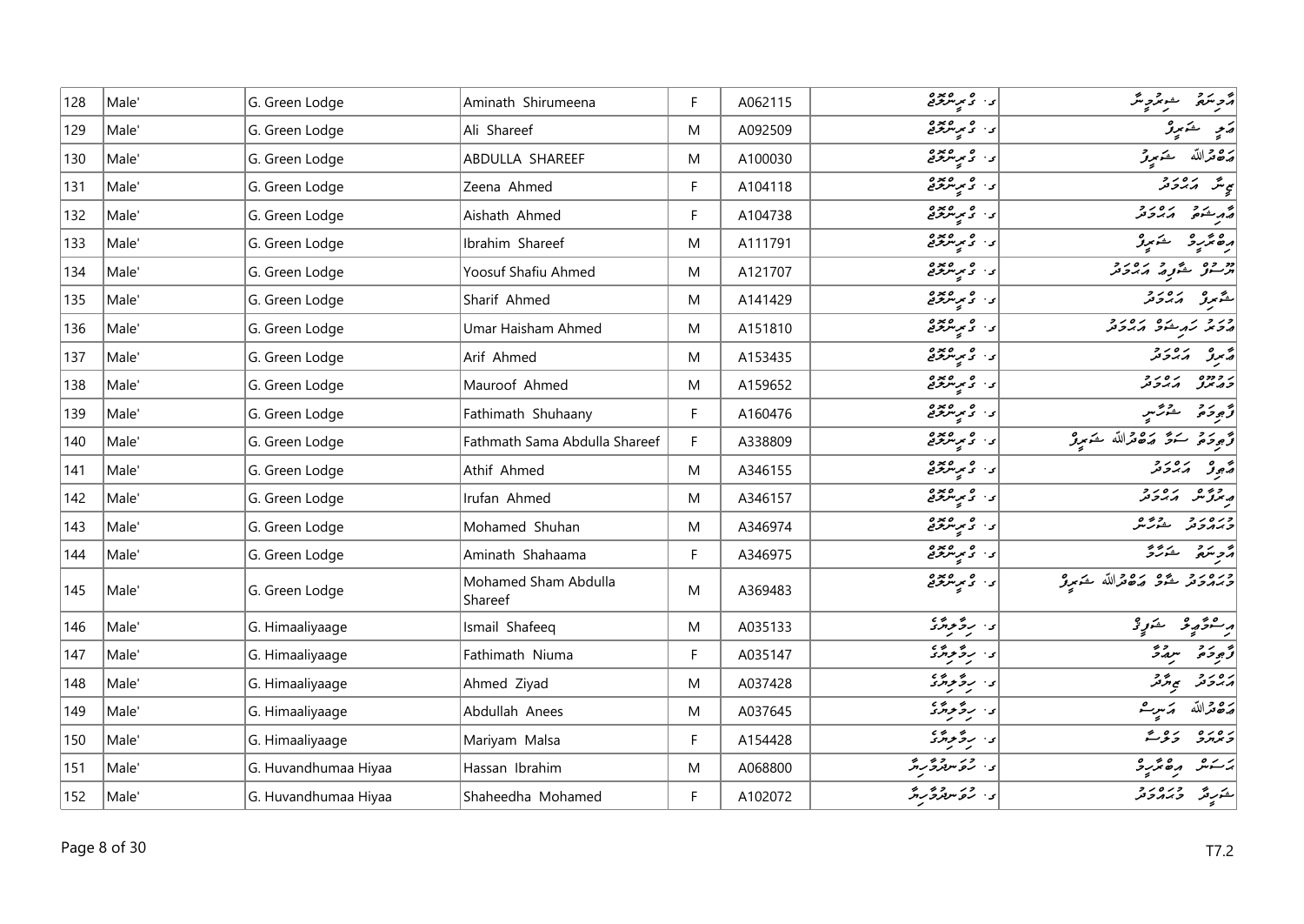| 128 | Male' | G. Green Lodge | Aminath Shirumeena | F | A062115 | ގ. ގްރީންލޮޖް | އާމިނަތު ޝިރުމީނާ |
|---|---|---|---|---|---|---|---|
| 129 | Male' | G. Green Lodge | Ali Shareef | M | A092509 | ގ. ގްރީންލޮޖް | އަލި ޝަރީފު |
| 130 | Male' | G. Green Lodge | ABDULLA SHAREEF | M | A100030 | ގ. ގްރީންލޮޖް | އަބްދުﷲ ޝަރީފު |
| 131 | Male' | G. Green Lodge | Zeena Ahmed | F | A104118 | ގ. ގްރީންލޮޖް | ޒީނާ އަޙްމަދު |
| 132 | Male' | G. Green Lodge | Aishath Ahmed | F | A104738 | ގ. ގްރީންލޮޖް | އައިޝަތު އަޙްމަދު |
| 133 | Male' | G. Green Lodge | Ibrahim Shareef | M | A111791 | ގ. ގްރީންލޮޖް | އިބްރާހީމް ޝަރީފު |
| 134 | Male' | G. Green Lodge | Yoosuf Shafiu Ahmed | M | A121707 | ގ. ގްރީންލޮޖް | ޔޫސުފް ޝާފިއު އަޙްމަދު |
| 135 | Male' | G. Green Lodge | Sharif Ahmed | M | A141429 | ގ. ގްރީންލޮޖް | ޝާރިފް އަޙްމަދު |
| 136 | Male' | G. Green Lodge | Umar Haisham Ahmed | M | A151810 | ގ. ގްރީންލޮޖް | ޢުމަރު ހައިޝަމް އަޙްމަދު |
| 137 | Male' | G. Green Lodge | Arif Ahmed | M | A153435 | ގ. ގްރީންލޮޖް | އާރިފް އަޙްމަދު |
| 138 | Male' | G. Green Lodge | Mauroof Ahmed | M | A159652 | ގ. ގްރީންލޮޖް | މައުރޫފް އަޙްމަދު |
| 139 | Male' | G. Green Lodge | Fathimath Shuhaany | F | A160476 | ގ. ގްރީންލޮޖް | ފާތިމަތު ޝުހާނީ |
| 140 | Male' | G. Green Lodge | Fathmath Sama Abdulla Shareef | F | A338809 | ގ. ގްރީންލޮޖް | ފާތިމަތު ސަމާ އަބްދުﷲ ޝަރީފު |
| 141 | Male' | G. Green Lodge | Athif Ahmed | M | A346155 | ގ. ގްރީންލޮޖް | އާތިފް އަޙްމަދު |
| 142 | Male' | G. Green Lodge | Irufan Ahmed | M | A346157 | ގ. ގްރީންލޮޖް | އިރުފާން އަޙްމަދު |
| 143 | Male' | G. Green Lodge | Mohamed Shuhan | M | A346974 | ގ. ގްރީންލޮޖް | މުޙައްމަދު ޝުހާން |
| 144 | Male' | G. Green Lodge | Aminath Shahaama | F | A346975 | ގ. ގްރީންލޮޖް | އާމިނަތު ޝަހާމާ |
| 145 | Male' | G. Green Lodge | Mohamed Sham Abdulla Shareef | M | A369483 | ގ. ގްރީންލޮޖް | މުޙައްމަދު ޝާމް އަބްދުﷲ ޝަރީފު |
| 146 | Male' | G. Himaaliyaage | Ismail Shafeeq | M | A035133 | ގ. ހިމާލިޔާގެ | އިސްމާޢީލް ޝަފީޤު |
| 147 | Male' | G. Himaaliyaage | Fathimath Niuma | F | A035147 | ގ. ހިމާލިޔާގެ | ފާތިމަތު ނިޢުމާ |
| 148 | Male' | G. Himaaliyaage | Ahmed Ziyad | M | A037428 | ގ. ހިމާލިޔާގެ | އަޙްމަދު ޒިޔާދު |
| 149 | Male' | G. Himaaliyaage | Abdullah Anees | M | A037645 | ގ. ހިމާލިޔާގެ | އަބްދުﷲ އަނީސް |
| 150 | Male' | G. Himaaliyaage | Mariyam Malsa | F | A154428 | ގ. ހިމާލިޔާގެ | މަރިޔަމް މަލްސާ |
| 151 | Male' | G. Huvandhumaa Hiyaa | Hassan Ibrahim | M | A068800 | ގ. ހުވަނދުމާހިޔާ | ހަސަން އިބްރާހީމް |
| 152 | Male' | G. Huvandhumaa Hiyaa | Shaheedha Mohamed | F | A102072 | ގ. ހުވަނދުމާހިޔާ | ޝަހީދާ މުޙައްމަދު |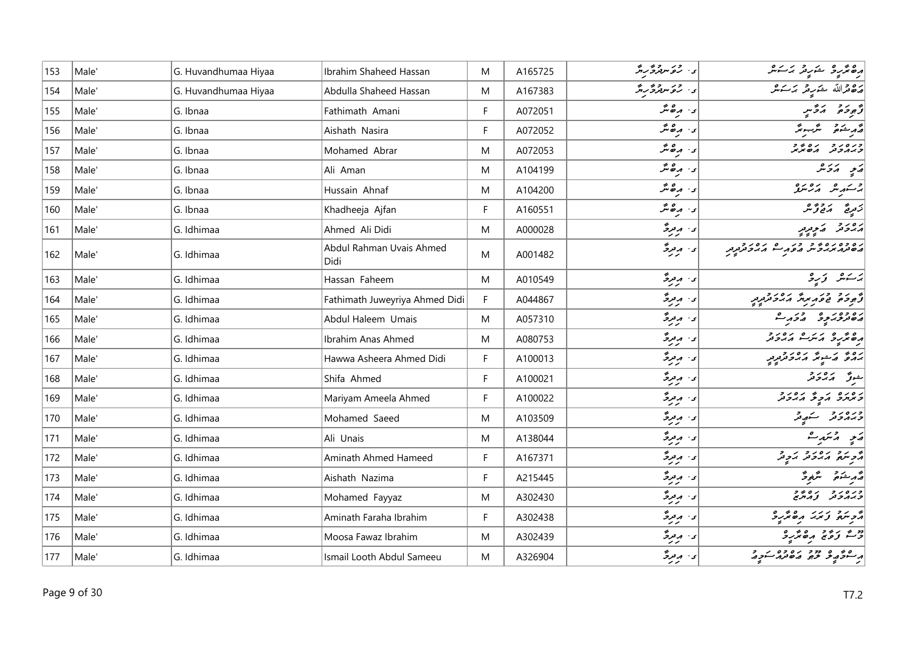| 153 | Male' | G. Huvandhumaa Hiyaa | Ibrahim Shaheed Hassan | M | A165725 | ގ. ހުވަނދުމާހިޔާ | އިބްރާހީމް ޝަހީދު ހަސަން |
|---|---|---|---|---|---|---|---|
| 154 | Male' | G. Huvandhumaa Hiyaa | Abdulla Shaheed Hassan | M | A167383 | ގ. ހުވަނދުމާހިޔާ | އަބްދުﷲ ޝަހީދު ހަސަން |
| 155 | Male' | G. Ibnaa | Fathimath Amani | F | A072051 | ގ. އިބްނާ | ފާތިމަތު އަމާނީ |
| 156 | Male' | G. Ibnaa | Aishath Nasira | F | A072052 | ގ. އިބްނާ | އާއިޝަތު ނާސިރާ |
| 157 | Male' | G. Ibnaa | Mohamed Abrar | M | A072053 | ގ. އިބްނާ | މުހައްމަދު އަބްރާރު |
| 158 | Male' | G. Ibnaa | Ali Aman | M | A104199 | ގ. އިބްނާ | އަލި އަމަން |
| 159 | Male' | G. Ibnaa | Hussain Ahnaf | M | A104200 | ގ. އިބްނާ | ހުސައިން އަހްނަފް |
| 160 | Male' | G. Ibnaa | Khadheeja Ajfan | F | A160551 | ގ. އިބްނާ | ޚަދީޖާ އަޖްފާން |
| 161 | Male' | G. Idhimaa | Ahmed Ali Didi | M | A000028 | ގ. އިދިމާ | އަހްމަދު އަލިދީދީ |
| 162 | Male' | G. Idhimaa | Abdul Rahman Uvais Ahmed Didi | M | A001482 | ގ. އިދިމާ | އަބްދުއްރަޙްމާން އުވައިސް އަޙްމަދުދީދީ |
| 163 | Male' | G. Idhimaa | Hassan Faheem | M | A010549 | ގ. އިދިމާ | ހަސަން ފަހީމް |
| 164 | Male' | G. Idhimaa | Fathimath Juweyriya Ahmed Didi | F | A044867 | ގ. އިދިމާ | ފާތިމަތު ޖުވައިރިއްޔާ އަޙްމަދުދީދީ |
| 165 | Male' | G. Idhimaa | Abdul Haleem Umais | M | A057310 | ގ. އިދިމާ | އަބްދުލްޙަލީމް އުމައިސް |
| 166 | Male' | G. Idhimaa | Ibrahim Anas Ahmed | M | A080753 | ގ. އިދިމާ | އިބްރާހީމް އަނަސް އަޙްމަދު |
| 167 | Male' | G. Idhimaa | Hawwa Asheera Ahmed Didi | F | A100013 | ގ. އިދިމާ | ހައްވާ އަޝީރާ އަޙްމަދުދީދީ |
| 168 | Male' | G. Idhimaa | Shifa Ahmed | F | A100021 | ގ. އިދިމާ | ޝިފާ އަޙްމަދު |
| 169 | Male' | G. Idhimaa | Mariyam Ameela Ahmed | F | A100022 | ގ. އިދިމާ | މަރިޔަމް އަމީލާ އަޙްމަދު |
| 170 | Male' | G. Idhimaa | Mohamed Saeed | M | A103509 | ގ. އިދިމާ | މުހައްމަދު ސައީދު |
| 171 | Male' | G. Idhimaa | Ali Unais | M | A138044 | ގ. އިދިމާ | އަލި އުނައިސް |
| 172 | Male' | G. Idhimaa | Aminath Ahmed Hameed | F | A167371 | ގ. އިދިމާ | އާމިނަތު އަޙްމަދު ހަމީދު |
| 173 | Male' | G. Idhimaa | Aishath Nazima | F | A215445 | ގ. އިދިމާ | އާއިޝަތު ނާޒިމާ |
| 174 | Male' | G. Idhimaa | Mohamed Fayyaz | M | A302430 | ގ. އިދިމާ | މުހައްމަދު ފައްޔާޒު |
| 175 | Male' | G. Idhimaa | Aminath Faraha Ibrahim | F | A302438 | ގ. އިދިމާ | އާމިނަތު ފަރަހަ އިބްރާހީމް |
| 176 | Male' | G. Idhimaa | Moosa Fawaz Ibrahim | M | A302439 | ގ. އިދިމާ | މޫސާ ފަވާޒު އިބްރާހީމް |
| 177 | Male' | G. Idhimaa | Ismail Looth Abdul Sameeu | M | A326904 | ގ. އިދިމާ | އިސްމާޢީލް ލޫތު އަބްދުއްސަމީޢު |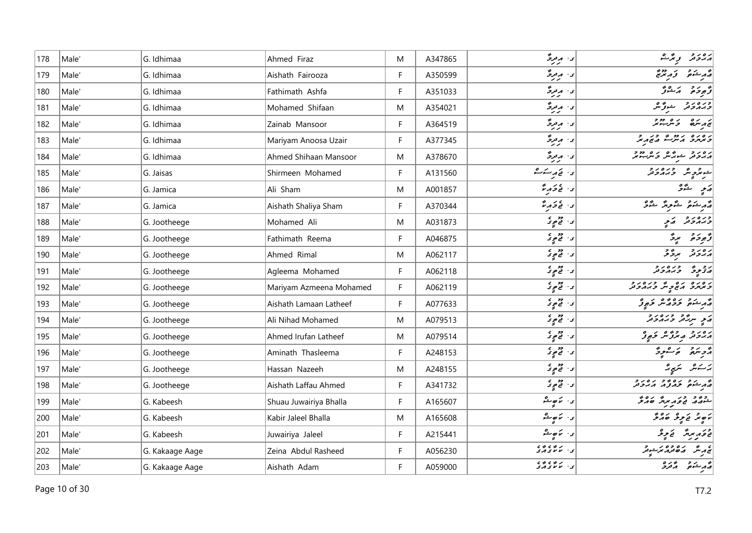| 178 | Male' | G. Idhimaa | Ahmed Firaz | M | A347865 | ގ. އިދިމާ | އަހުމަދު ފިރާޒް |
|---|---|---|---|---|---|---|---|
| 179 | Male' | G. Idhimaa | Aishath Fairooza | F | A350599 | ގ. އިދިމާ | އައިޝަތު ފައިރޫޒާ |
| 180 | Male' | G. Idhimaa | Fathimath Ashfa | F | A351033 | ގ. އިދިމާ | ފާތިމަތު އަޝްފާ |
| 181 | Male' | G. Idhimaa | Mohamed Shifaan | M | A354021 | ގ. އިދިމާ | މުހައްމަދު ޝިފާން |
| 182 | Male' | G. Idhimaa | Zainab Mansoor | F | A364519 | ގ. އިދިމާ | ޒައިނަބް މަންސޫރު |
| 183 | Male' | G. Idhimaa | Mariyam Anoosa Uzair | F | A377345 | ގ. އިދިމާ | މަރިޔަމް އަނޫސާ އުޒައިރު |
| 184 | Male' | G. Idhimaa | Ahmed Shihaan Mansoor | M | A378670 | ގ. އިދިމާ | އަހުމަދު ޝިހާން މަންސޫރު |
| 185 | Male' | G. Jaisas | Shirmeen Mohamed | F | A131560 | ގ. ޖައިސަސް | ޝިރްމީން މުހައްމަދު |
| 186 | Male' | G. Jamica | Ali Sham | M | A001857 | ގ. ޖަމައިކާ | އަލި ޝާމް |
| 187 | Male' | G. Jamica | Aishath Shaliya Sham | F | A370344 | ގ. ޖަމައިކާ | އައިޝަތު ޝާލިޔާ ޝާމް |
| 188 | Male' | G. Jootheege | Mohamed Ali | M | A031873 | ގ. ޖޫތީގެ | މުހައްމަދު އަލި |
| 189 | Male' | G. Jootheege | Fathimath Reema | F | A046875 | ގ. ޖޫތީގެ | ފާތިމަތު ރީމާ |
| 190 | Male' | G. Jootheege | Ahmed Rimal | M | A062117 | ގ. ޖޫތީގެ | އަހުމަދު ރިމާލް |
| 191 | Male' | G. Jootheege | Agleema Mohamed | F | A062118 | ގ. ޖޫތީގެ | އަގްލީމާ މުހައްމަދު |
| 192 | Male' | G. Jootheege | Mariyam Azmeena Mohamed | F | A062119 | ގ. ޖޫތީގެ | މަރިޔަމް އަޒްމީނާ މުހައްމަދު |
| 193 | Male' | G. Jootheege | Aishath Lamaan Latheef | F | A077633 | ގ. ޖޫތީގެ | އައިޝަތު ލަމްއާން ލަތީފް |
| 194 | Male' | G. Jootheege | Ali Nihad Mohamed | M | A079513 | ގ. ޖޫތީގެ | އަލި ނިހާދު މުހައްމަދު |
| 195 | Male' | G. Jootheege | Ahmed Irufan Latheef | M | A079514 | ގ. ޖޫތީގެ | އަހުމަދު އިރުފާން ލަތީފް |
| 196 | Male' | G. Jootheege | Aminath Thasleema | F | A248153 | ގ. ޖޫތީގެ | އާމިނަތު ތަސްލީމާ |
| 197 | Male' | G. Jootheege | Hassan Nazeeh | M | A248155 | ގ. ޖޫތީގެ | ހަސަން ނަޒީހް |
| 198 | Male' | G. Jootheege | Aishath Laffau Ahmed | F | A341732 | ގ. ޖޫތީގެ | އައިޝަތު ލަފްފާއު އަހުމަދު |
| 199 | Male' | G. Kabeesh | Shuau Juwairiya Bhalla | F | A165607 | ގ. ކަބީޝް | ޝުޢާއު ޖުވައިރިއްޔާ ބައްލާ |
| 200 | Male' | G. Kabeesh | Kabir Jaleel Bhalla | M | A165608 | ގ. ކަބީޝް | ކަބީރު ޖަލީލް ބައްލާ |
| 201 | Male' | G. Kabeesh | Juwairiya Jaleel | F | A215441 | ގ. ކަބީޝް | ޖުވައިރިއްޔާ ޖަލީލް |
| 202 | Male' | G. Kakaage Aage | Zeina Abdul Rasheed | F | A056230 | ގ. ކަކާގެއާގެ | ޒެއިނާ އަބްދުއްރަޝީދު |
| 203 | Male' | G. Kakaage Aage | Aishath Adam | F | A059000 | ގ. ކަކާގެއާގެ | އައިޝަތު އާދަމް |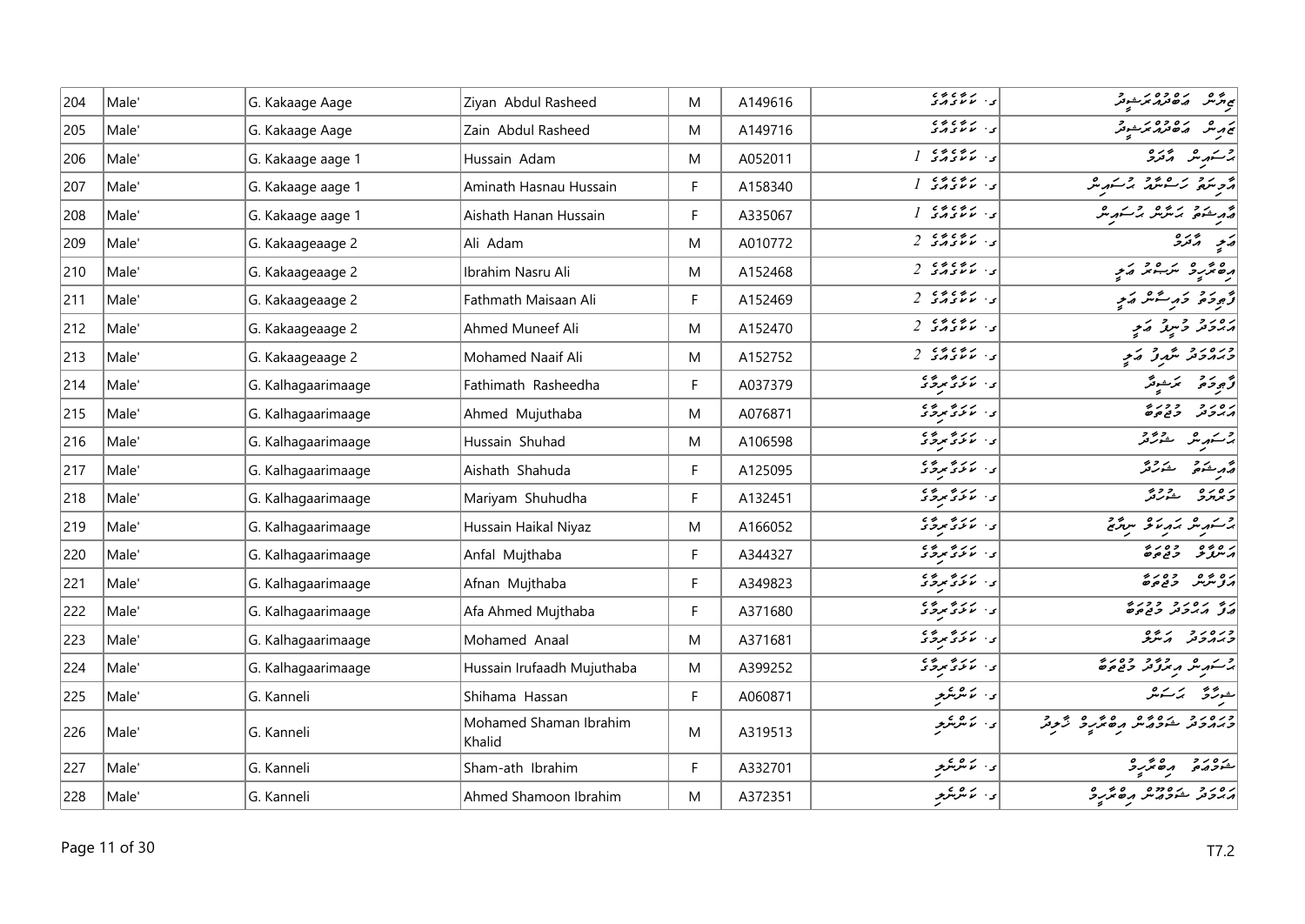| 204 | Male' | G. Kakaage Aage | Ziyan Abdul Rasheed | M | A149616 | ގ. ކަކާގެއާގެ | ޒިޔާން އަބްދުއްރަޝީދު |
|---|---|---|---|---|---|---|---|
| 205 | Male' | G. Kakaage Aage | Zain Abdul Rasheed | M | A149716 | ގ. ކަކާގެއާގެ | ޒައިން އަބްދުއްރަޝީދު |
| 206 | Male' | G. Kakaage aage 1 | Hussain Adam | M | A052011 | ގ. ކަކާގެއާގެ 1 | ހުސައިން އާދަމް |
| 207 | Male' | G. Kakaage aage 1 | Aminath Hasnau Hussain | F | A158340 | ގ. ކަކާގެއާގެ 1 | އާމިނަތު ހަސްނާއު ހުސައިން |
| 208 | Male' | G. Kakaage aage 1 | Aishath Hanan Hussain | F | A335067 | ގ. ކަކާގެއާގެ 1 | އައިޝަތު ހަނާން ހުސައިން |
| 209 | Male' | G. Kakaageaage 2 | Ali Adam | M | A010772 | ގ. ކަކާގެއާގެ 2 | ޢަލީ އާދަމް |
| 210 | Male' | G. Kakaageaage 2 | Ibrahim Nasru Ali | M | A152468 | ގ. ކަކާގެއާގެ 2 | އިބްރާހީމް ނަސްރު ޢަލީ |
| 211 | Male' | G. Kakaageaage 2 | Fathmath Maisaan Ali | F | A152469 | ގ. ކަކާގެއާގެ 2 | ފާތިމަތު މައިސާން ޢަލީ |
| 212 | Male' | G. Kakaageaage 2 | Ahmed Muneef Ali | M | A152470 | ގ. ކަކާގެއާގެ 2 | އަޙްމަދު މުނީފް ޢަލީ |
| 213 | Male' | G. Kakaageaage 2 | Mohamed Naaif Ali | M | A152752 | ގ. ކަކާގެއާގެ 2 | މުޙައްމަދު ނާއިފް ޢަލީ |
| 214 | Male' | G. Kalhagaarimaage | Fathimath Rasheedha | F | A037379 | ގ. ކަޅަގާރިމާގެ | ފާތިމަތު ރަޝީދާ |
| 215 | Male' | G. Kalhagaarimaage | Ahmed Mujuthaba | M | A076871 | ގ. ކަޅަގާރިމާގެ | އަޙްމަދު މުޖުތަބާ |
| 216 | Male' | G. Kalhagaarimaage | Hussain Shuhad | M | A106598 | ގ. ކަޅަގާރިމާގެ | ހުސައިން ޝުހާދު |
| 217 | Male' | G. Kalhagaarimaage | Aishath Shahuda | F | A125095 | ގ. ކަޅަގާރިމާގެ | އައިޝަތު ޝަހުދާ |
| 218 | Male' | G. Kalhagaarimaage | Mariyam Shuhudha | F | A132451 | ގ. ކަޅަގާރިމާގެ | މަރިޔަމް ޝުހުދާ |
| 219 | Male' | G. Kalhagaarimaage | Hussain Haikal Niyaz | M | A166052 | ގ. ކަޅަގާރިމާގެ | ހުސައިން ހައިކަލް ނިޔާޒު |
| 220 | Male' | G. Kalhagaarimaage | Anfal Mujthaba | F | A344327 | ގ. ކަޅަގާރިމާގެ | އަންފާލް މުޖްތަބާ |
| 221 | Male' | G. Kalhagaarimaage | Afnan Mujthaba | F | A349823 | ގ. ކަޅަގާރިމާގެ | އަފްނާން މުޖްތަބާ |
| 222 | Male' | G. Kalhagaarimaage | Afa Ahmed Mujthaba | F | A371680 | ގ. ކަޅަގާރިމާގެ | އަފާ އަޙްމަދު މުޖްތަބާ |
| 223 | Male' | G. Kalhagaarimaage | Mohamed Anaal | M | A371681 | ގ. ކަޅަގާރިމާގެ | މުޙައްމަދު އަނާލް |
| 224 | Male' | G. Kalhagaarimaage | Hussain Irufaadh Mujuthaba | M | A399252 | ގ. ކަޅަގާރިމާގެ | ހުސައިން އިރުފާދު މުޖުތަބާ |
| 225 | Male' | G. Kanneli | Shihama Hassan | F | A060871 | ގ. ކަންނެލި | ޝިހާމާ ހަސަން |
| 226 | Male' | G. Kanneli | Mohamed Shaman Ibrahim Khalid | M | A319513 | ގ. ކަންނެލި | މުޙައްމަދު ޝަމްއާން އިބްރާހީމް ޚާލިދު |
| 227 | Male' | G. Kanneli | Sham-ath Ibrahim | F | A332701 | ގ. ކަންނެލި | ޝަމްއަތު އިބްރާހީމް |
| 228 | Male' | G. Kanneli | Ahmed Shamoon Ibrahim | M | A372351 | ގ. ކަންނެލި | އަޙްމަދު ޝަމްއޫން އިބްރާހީމް |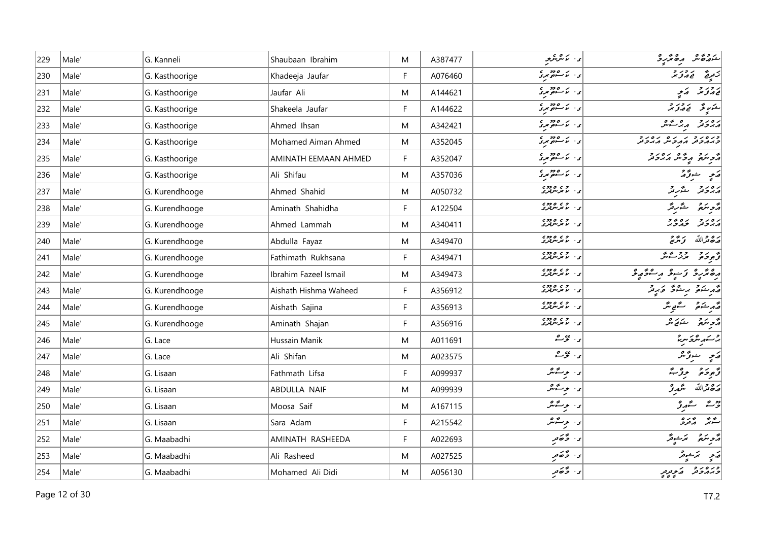| 229 | Male' | G. Kanneli | Shaubaan Ibrahim | M | A387477 | ގ. ކަންނެލި | ޝައުބާން އިބްރާހިމް |
|---|---|---|---|---|---|---|---|
| 230 | Male' | G. Kasthoorige | Khadeeja Jaufar | F | A076460 | ގ. ކަސްތޫރިގެ | ހަދީޖާ ޖައުފަރު |
| 231 | Male' | G. Kasthoorige | Jaufar Ali | M | A144621 | ގ. ކަސްތޫރިގެ | ޖައުފަރު އަލި |
| 232 | Male' | G. Kasthoorige | Shakeela Jaufar | F | A144622 | ގ. ކަސްތޫރިގެ | ޝަކީލާ ޖައުފަރު |
| 233 | Male' | G. Kasthoorige | Ahmed Ihsan | M | A342421 | ގ. ކަސްތޫރިގެ | އަޙްމަދު އިޙްސާން |
| 234 | Male' | G. Kasthoorige | Mohamed Aiman Ahmed | M | A352045 | ގ. ކަސްތޫރިގެ | މުޙައްމަދު އައިމަން އަޙްމަދު |
| 235 | Male' | G. Kasthoorige | AMINATH EEMAAN AHMED | F | A352047 | ގ. ކަސްތޫރިގެ | އާމިނަތު އީމާން އަޙްމަދު |
| 236 | Male' | G. Kasthoorige | Ali Shifau | M | A357036 | ގ. ކަސްތޫރިގެ | އަލި ޝިފާއު |
| 237 | Male' | G. Kurendhooge | Ahmed Shahid | M | A050732 | ގ. ކުރެންދޫގެ | އަޙްމަދު ޝާހިދު |
| 238 | Male' | G. Kurendhooge | Aminath Shahidha | F | A122504 | ގ. ކުރެންދޫގެ | އާމިނަތު ޝާހިދާ |
| 239 | Male' | G. Kurendhooge | Ahmed Lammah | M | A340411 | ގ. ކުރެންދޫގެ | އަޙްމަދު ލައްމާޙް |
| 240 | Male' | G. Kurendhooge | Abdulla Fayaz | M | A349470 | ގ. ކުރެންދޫގެ | އަބްދުﷲ ފައްޔާޒް |
| 241 | Male' | G. Kurendhooge | Fathimath Rukhsana | F | A349471 | ގ. ކުރެންދޫގެ | ފާތިމަތު ރުޚްސާނާ |
| 242 | Male' | G. Kurendhooge | Ibrahim Fazeel Ismail | M | A349473 | ގ. ކުރެންދޫގެ | އިބްރާހިމް ފަޟީލް އިސްމާޢީލް |
| 243 | Male' | G. Kurendhooge | Aishath Hishma Waheed | F | A356912 | ގ. ކުރެންދޫގެ | ޢާއިޝަތު ހިޝްމާ ވަޙީދު |
| 244 | Male' | G. Kurendhooge | Aishath Sajina | F | A356913 | ގ. ކުރެންދޫގެ | ޢާއިޝަތު ސާޖިނާ |
| 245 | Male' | G. Kurendhooge | Aminath Shajan | F | A356916 | ގ. ކުރެންދޫގެ | އާމިނަތު ޝަޖަން |
| 246 | Male' | G. Lace | Hussain Manik | M | A011691 | ގ. ލޭސް | ހުސައިންމަނިކު |
| 247 | Male' | G. Lace | Ali Shifan | M | A023575 | ގ. ލޭސް | އަލި ޝިފާން |
| 248 | Male' | G. Lisaan | Fathmath Lifsa | F | A099937 | ގ. ލިސާން | ފާތިމަތު ލިފްސާ |
| 249 | Male' | G. Lisaan | ABDULLA NAIF | M | A099939 | ގ. ލިސާން | އަބްދުﷲ ނާއިފު |
| 250 | Male' | G. Lisaan | Moosa Saif | M | A167115 | ގ. ލިސާން | މޫސާ ސައިފު |
| 251 | Male' | G. Lisaan | Sara Adam | F | A215542 | ގ. ލިސާން | ސާރާ އާދަމް |
| 252 | Male' | G. Maabadhi | AMINATH RASHEEDA | F | A022693 | ގ. މާބަދި | އާމިނަތު ރަޝީދާ |
| 253 | Male' | G. Maabadhi | Ali Rasheed | M | A027525 | ގ. މާބަދި | އަލި ރަޝީދު |
| 254 | Male' | G. Maabadhi | Mohamed Ali Didi | M | A056130 | ގ. މާބަދި | މުޙައްމަދު އަލިދީދީ |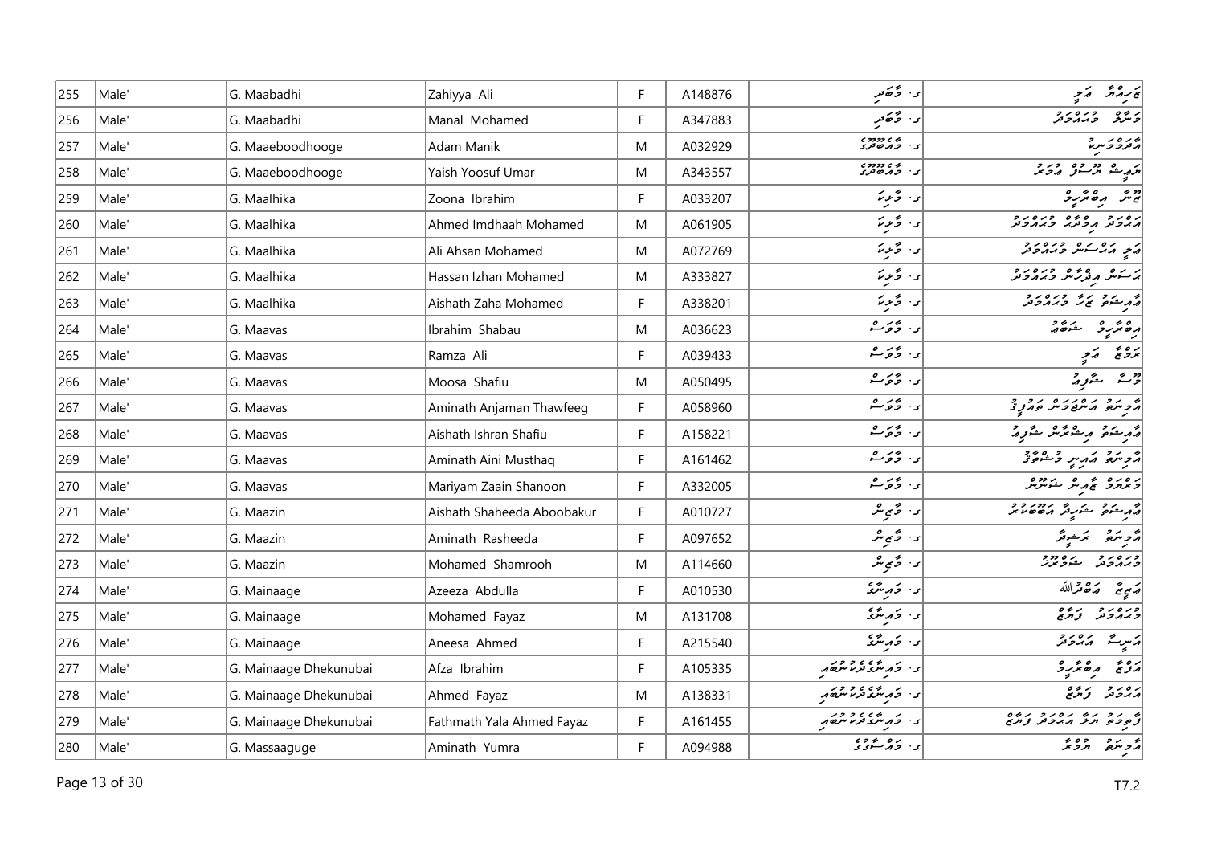| 255 | Male' | G. Maabadhi | Zahiyya Ali | F | A148876 | ގ. މާބަދި | ޒަހިއްޔާ ޢަލި |
|---|---|---|---|---|---|---|---|
| 256 | Male' | G. Maabadhi | Manal Mohamed | F | A347883 | ގ. މާބަދި | މަނާލް މުޙައްމަދު |
| 257 | Male' | G. Maaeboodhooge | Adam Manik | M | A032929 | ގ. މާއެބޫދޫގެ | އާދަމް މަނިކު |
| 258 | Male' | G. Maaeboodhooge | Yaish Yoosuf Umar | M | A343557 | ގ. މާއެބޫދޫގެ | ޔައިޝް ޔޫސުފް އުމަރު |
| 259 | Male' | G. Maalhika | Zoona Ibrahim | F | A033207 | ގ. މާޅިކަ | ޒޫނާ އިބްރާހީމް |
| 260 | Male' | G. Maalhika | Ahmed Imdhaah Mohamed | M | A061905 | ގ. މާޅިކަ | އަޙްމަދު އިމްދާޙް މުޙައްމަދު |
| 261 | Male' | G. Maalhika | Ali Ahsan Mohamed | M | A072769 | ގ. މާޅިކަ | ޢަލި އަޙްސަން މުޙައްމަދު |
| 262 | Male' | G. Maalhika | Hassan Izhan Mohamed | M | A333827 | ގ. މާޅިކަ | ޙަސަން އިޒްހާން މުޙައްމަދު |
| 263 | Male' | G. Maalhika | Aishath Zaha Mohamed | F | A338201 | ގ. މާޅިކަ | ޢާއިޝަތު ޒަހާ މުޙައްމަދު |
| 264 | Male' | G. Maavas | Ibrahim Shabau | M | A036623 | ގ. މާވަސް | އިބްރާހީމް ޝަބާއު |
| 265 | Male' | G. Maavas | Ramza Ali | F | A039433 | ގ. މާވަސް | ރަމްޒާ ޢަލި |
| 266 | Male' | G. Maavas | Moosa Shafiu | M | A050495 | ގ. މާވަސް | މޫސާ ޝާފިޢު |
| 267 | Male' | G. Maavas | Aminath Anjaman Thawfeeg | F | A058960 | ގ. މާވަސް | އާމިނަތު އަންޖަމަން ތައުފީގު |
| 268 | Male' | G. Maavas | Aishath Ishran Shafiu | F | A158221 | ގ. މާވަސް | ޢާއިޝަތު އިޝްރާން ޝާފިޢު |
| 269 | Male' | G. Maavas | Aminath Aini Musthaq | F | A161462 | ގ. މާވަސް | އާމިނަތު އައިނީ މުސްތާގު |
| 270 | Male' | G. Maavas | Mariyam Zaain Shanoon | F | A332005 | ގ. މާވަސް | މަރިޔަމް ޒާއިން ޝަނޫން |
| 271 | Male' | G. Maazin | Aishath Shaheeda Aboobakur | F | A010727 | ގ. މާޒިން | ޢާއިޝަތު ޝަހީދާ އަބޫބަކުރު |
| 272 | Male' | G. Maazin | Aminath Rasheeda | F | A097652 | ގ. މާޒިން | އާމިނަތު ރަޝީދާ |
| 273 | Male' | G. Maazin | Mohamed Shamrooh | M | A114660 | ގ. މާޒިން | މުޙައްމަދު ޝަމްރޫޙު |
| 274 | Male' | G. Mainaage | Azeeza Abdulla | F | A010530 | ގ. މައިނާގެ | ޢަޒީޒާ ޢަބްދުﷲ |
| 275 | Male' | G. Mainaage | Mohamed Fayaz | M | A131708 | ގ. މައިނާގެ | މުޙައްމަދު ފައްޔާޒް |
| 276 | Male' | G. Mainaage | Aneesa Ahmed | F | A215540 | ގ. މައިނާގެ | އަނީސާ އަޙްމަދު |
| 277 | Male' | G. Mainaage Dhekunubai | Afza Ibrahim | F | A105335 | ގ. މައިނާގެ ދެކުނުބައި | އަފްޒާ އިބްރާހީމް |
| 278 | Male' | G. Mainaage Dhekunubai | Ahmed Fayaz | M | A138331 | ގ. މައިނާގެ ދެކުނުބައި | އަޙްމަދު ފައްޔާޒް |
| 279 | Male' | G. Mainaage Dhekunubai | Fathmath Yala Ahmed Fayaz | F | A161455 | ގ. މައިނާގެ ދެކުނުބައި | ފާތިމަތު ޔަލާ އަޙްމަދު ފައްޔާޒް |
| 280 | Male' | G. Massaaguge | Aminath Yumra | F | A094988 | ގ. މައްސާގުގެ | އާމިނަތު ޔުމްރާ |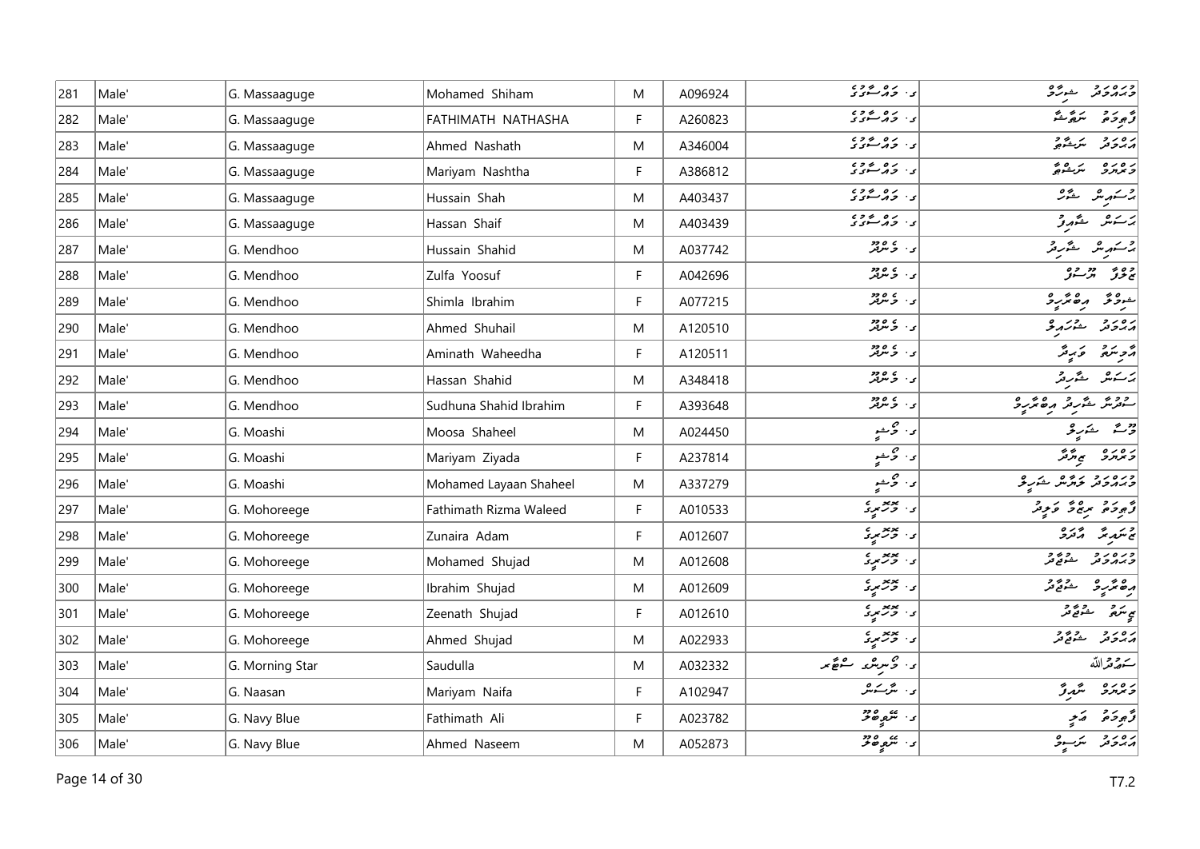| 281 | Male' | G. Massaaguge | Mohamed Shiham | M | A096924 | ގ. މައްސާގުގެ | މުހައްމަދު ޝިހާމް |
|---|---|---|---|---|---|---|---|
| 282 | Male' | G. Massaaguge | FATHIMATH NATHASHA | F | A260823 | ގ. މައްސާގުގެ | ފާތިމަތު ނަތާޝާ |
| 283 | Male' | G. Massaaguge | Ahmed Nashath | M | A346004 | ގ. މައްސާގުގެ | އަޙްމަދު ނަޝާތު |
| 284 | Male' | G. Massaaguge | Mariyam Nashtha | F | A386812 | ގ. މައްސާގުގެ | މަރިޔަމް ނަޝްތާ |
| 285 | Male' | G. Massaaguge | Hussain Shah | M | A403437 | ގ. މައްސާގުގެ | ހުސައިން ޝާހް |
| 286 | Male' | G. Massaaguge | Hassan Shaif | M | A403439 | ގ. މައްސާގުގެ | ހަސަން ޝާއިފް |
| 287 | Male' | G. Mendhoo | Hussain Shahid | M | A037742 | ގ. މެންދޫ | ހުސައިން ޝާހިދު |
| 288 | Male' | G. Mendhoo | Zulfa Yoosuf | F | A042696 | ގ. މެންދޫ | ޒުލްފާ ޔޫސުފް |
| 289 | Male' | G. Mendhoo | Shimla Ibrahim | F | A077215 | ގ. މެންދޫ | ޝިމްލާ އިބްރާހީމް |
| 290 | Male' | G. Mendhoo | Ahmed Shuhail | M | A120510 | ގ. މެންދޫ | އަޙްމަދު ޝުހައިލް |
| 291 | Male' | G. Mendhoo | Aminath Waheedha | F | A120511 | ގ. މެންދޫ | އާމިނަތު ވަޙީދާ |
| 292 | Male' | G. Mendhoo | Hassan Shahid | M | A348418 | ގ. މެންދޫ | ހަސަން ޝާހިދު |
| 293 | Male' | G. Mendhoo | Sudhuna Shahid Ibrahim | F | A393648 | ގ. މެންދޫ | ސުދުނާ ޝާހިދު އިބްރާހީމް |
| 294 | Male' | G. Moashi | Moosa Shaheel | M | A024450 | ގ. މޯޝި | މޫސާ ޝަހީލް |
| 295 | Male' | G. Moashi | Mariyam Ziyada | F | A237814 | ގ. މޯޝި | މަރިޔަމް ޒިޔާދާ |
| 296 | Male' | G. Moashi | Mohamed Layaan Shaheel | M | A337279 | ގ. މޯޝި | މުހައްމަދު ލަޔާން ޝަހީލް |
| 297 | Male' | G. Mohoreege | Fathimath Rizma Waleed | F | A010533 | ގ. މޯހޮރީގެ | ފާތިމަތު ރިޒްމާ ވަލީދު |
| 298 | Male' | G. Mohoreege | Zunaira Adam | F | A012607 | ގ. މޯހޮރީގެ | ޒުނައިރާ އާދަމް |
| 299 | Male' | G. Mohoreege | Mohamed Shujad | M | A012608 | ގ. މޯހޮރީގެ | މުހައްމަދު ޝުޖާދު |
| 300 | Male' | G. Mohoreege | Ibrahim Shujad | M | A012609 | ގ. މޯހޮރީގެ | އިބްރާހީމް ޝުޖާދު |
| 301 | Male' | G. Mohoreege | Zeenath Shujad | F | A012610 | ގ. މޯހޮރީގެ | ޒީނަތު ޝުޖާދު |
| 302 | Male' | G. Mohoreege | Ahmed Shujad | M | A022933 | ގ. މޯހޮރީގެ | އަޙްމަދު ޝުޖާދު |
| 303 | Male' | G. Morning Star | Saudulla | M | A032332 | ގ. މޯނިންގ ސްޓާރ | ސައުދުﷲ |
| 304 | Male' | G. Naasan | Mariyam Naifa | F | A102947 | ގ. ނާސަން | މަރިޔަމް ނާއިފާ |
| 305 | Male' | G. Navy Blue | Fathimath Ali | F | A023782 | ގ. ނޭވީބްލޫ | ފާތިމަތު އަލި |
| 306 | Male' | G. Navy Blue | Ahmed Naseem | M | A052873 | ގ. ނޭވީބްލޫ | އަޙްމަދު ނަސީމް |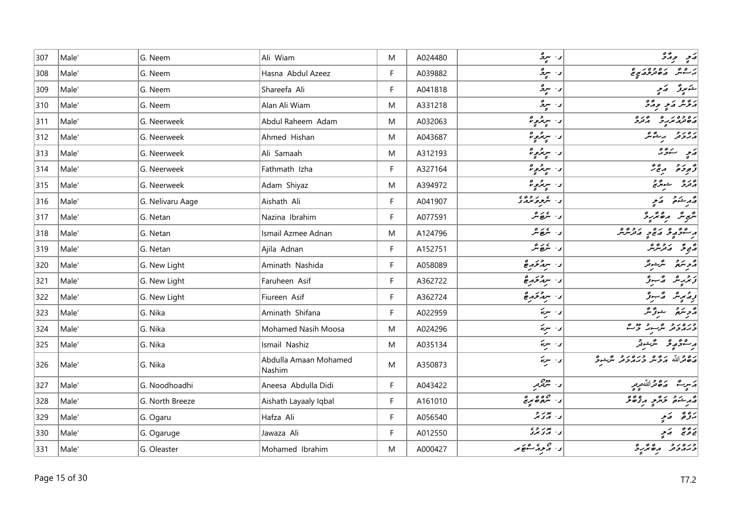| 307 | Male' | G. Neem | Ali Wiam | M | A024480 | ގ. ނީމް | އަލީ ވިޢާމް |
|---|---|---|---|---|---|---|---|
| 308 | Male' | G. Neem | Hasna Abdul Azeez | F | A039882 | ގ. ނީމް | ހަސްނާ އަބްދުލްޢަޒީޒް |
| 309 | Male' | G. Neem | Shareefa Ali | F | A041818 | ގ. ނީމް | ޝަރީފާ އަލީ |
| 310 | Male' | G. Neem | Alan Ali Wiam | M | A331218 | ގ. ނީމް | އަލަން އަލީ ވިޢާމް |
| 311 | Male' | G. Neerweek | Abdul Raheem Adam | M | A032063 | ގ. ނީރުވީކް | އަބްދުއްރަޙީމް އާދަމް |
| 312 | Male' | G. Neerweek | Ahmed Hishan | M | A043687 | ގ. ނީރުވީކް | އަޙްމަދު ހިޝާން |
| 313 | Male' | G. Neerweek | Ali Samaah | M | A312193 | ގ. ނީރުވީކް | އަލީ ސަމާޙް |
| 314 | Male' | G. Neerweek | Fathmath Izha | F | A327164 | ގ. ނީރުވީކް | ފާތިމަތު އިޒްހާ |
| 315 | Male' | G. Neerweek | Adam Shiyaz | M | A394972 | ގ. ނީރުވީކް | އާދަމް ޝިޔާޒް |
| 316 | Male' | G. Nelivaru Aage | Aishath Ali | F | A041907 | ގ. ނެލިވަރުއާގެ | އާއިޝަތު އަލީ |
| 317 | Male' | G. Netan | Nazina Ibrahim | F | A077591 | ގ. ނެޓަން | ނާޒިނާ އިބްރާހިމް |
| 318 | Male' | G. Netan | Ismail Azmee Adnan | M | A124796 | ގ. ނެޓަން | އިސްމާޢީލް އަޒްމީ އަދުނާން |
| 319 | Male' | G. Netan | Ajila Adnan | F | A152751 | ގ. ނެޓަން | އާޖިލާ އަދުނާން |
| 320 | Male' | G. New Light | Aminath Nashida | F | A058089 | ގ. ނިއުލައިޓް | އާމިނަތު ނާޝިދާ |
| 321 | Male' | G. New Light | Faruheen Asif | F | A362722 | ގ. ނިއުލައިޓް | ފަރުހީން އާސިފް |
| 322 | Male' | G. New Light | Fiureen Asif | F | A362724 | ގ. ނިއުލައިޓް | ފިއުރީން އާސިފް |
| 323 | Male' | G. Nika | Aminath Shifana | F | A022959 | ގ. ނިކަ | އާމިނަތު ޝިފާނާ |
| 324 | Male' | G. Nika | Mohamed Nasih Moosa | M | A024296 | ގ. ނިކަ | މުޙައްމަދު ނާސިޙް މޫސާ |
| 325 | Male' | G. Nika | Ismail Nashiz | M | A035134 | ގ. ނިކަ | އިސްމާޢީލް ނާޝިޒް |
| 326 | Male' | G. Nika | Abdulla Amaan Mohamed Nashim | M | A350873 | ގ. ނިކަ | އަބްދުﷲ އަމާން މުޙައްމަދު ނާޝިމް |
| 327 | Male' | G. Noodhoadhi | Aneesa Abdulla Didi | F | A043422 | ގ. ނޫދޯދި | އަނީސާ އަބްދުﷲދީދީ |
| 328 | Male' | G. North Breeze | Aishath Layaaly Iqbal | F | A161010 | ގ. ނޯތްބްރީޒް | އާއިޝަތު ލަޔާލީ އިޤްބާލް |
| 329 | Male' | G. Ogaru | Hafza Ali | F | A056540 | ގ. އޯގަރު | ހަފްޞާ އަލީ |
| 330 | Male' | G. Ogaruge | Jawaza Ali | F | A012550 | ގ. އޯގަރުގެ | ޖަވާޒާ އަލީ |
| 331 | Male' | G. Oleaster | Mohamed Ibrahim | M | A000427 | ގ. އޮލިއެސްޓަރ | މުޙައްމަދު އިބްރާހިމް |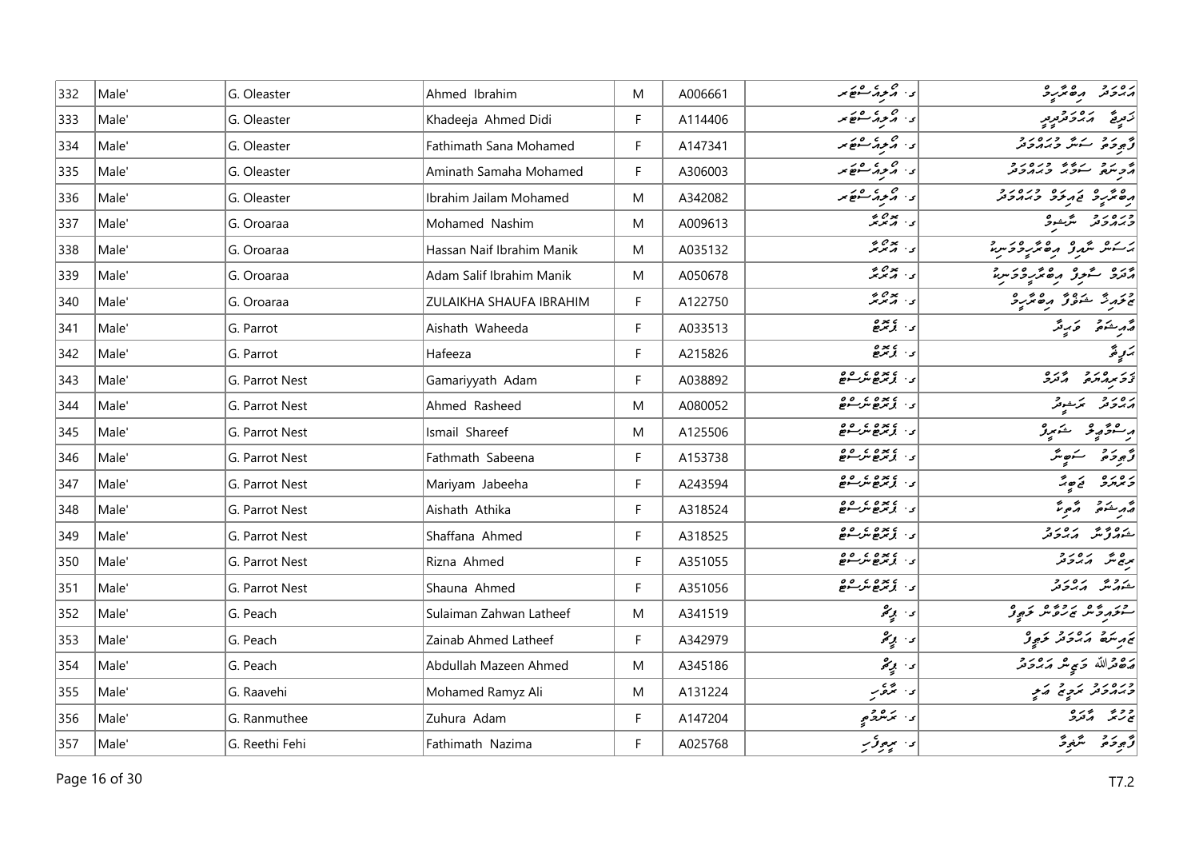| 332 | Male' | G. Oleaster | Ahmed Ibrahim | M | A006661 | ގ. އޯލިއެސްޓަރ | އަޙްމަދު އިބްރާހީމް |
|---|---|---|---|---|---|---|---|
| 333 | Male' | G. Oleaster | Khadeeja Ahmed Didi | F | A114406 | ގ. އޯލިއެސްޓަރ | ޚަދީޖާ އަޙްމަދުދީދީ |
| 334 | Male' | G. Oleaster | Fathimath Sana Mohamed | F | A147341 | ގ. އޯލިއެސްޓަރ | ފާތިމަތު ސަނާ މުޙައްމަދު |
| 335 | Male' | G. Oleaster | Aminath Samaha Mohamed | F | A306003 | ގ. އޯލިއެސްޓަރ | އާމިނަތު ސަމާޙާ މުޙައްމަދު |
| 336 | Male' | G. Oleaster | Ibrahim Jailam Mohamed | M | A342082 | ގ. އޯލިއެސްޓަރ | އިބްރާހީމް ޖައިލަމް މުޙައްމަދު |
| 337 | Male' | G. Oroaraa | Mohamed Nashim | M | A009613 | ގ. އޮރޯރާ | މުޙައްމަދު ނާޝިމް |
| 338 | Male' | G. Oroaraa | Hassan Naif Ibrahim Manik | M | A035132 | ގ. އޮރޯރާ | ޙަސަން ނާއިފް އިބްރާހީމްމަނިކު |
| 339 | Male' | G. Oroaraa | Adam Salif Ibrahim Manik | M | A050678 | ގ. އޮރޯރާ | އާދަމް ސާލިފް އިބްރާހީމްމަނިކު |
| 340 | Male' | G. Oroaraa | ZULAIKHA SHAUFA IBRAHIM | F | A122750 | ގ. އޮރޯރާ | ޒުލައިޚާ ޝައުފާ އިބްރާހީމް |
| 341 | Male' | G. Parrot | Aishath Waheeda | F | A033513 | ގ. ޕެރަޓް | އައިށަތު ވަޙީދާ |
| 342 | Male' | G. Parrot | Hafeeza | F | A215826 | ގ. ޕެރަޓް | ހަފީޒާ |
| 343 | Male' | G. Parrot Nest | Gamariyyath Adam | F | A038892 | ގ. ޕެރަޓްނެސްޓް | ޤަމަރިއްޔަތު އާދަމް |
| 344 | Male' | G. Parrot Nest | Ahmed Rasheed | M | A080052 | ގ. ޕެރަޓްނެސްޓް | އަޙްމަދު ރަޝީދު |
| 345 | Male' | G. Parrot Nest | Ismail Shareef | M | A125506 | ގ. ޕެރަޓްނެސްޓް | އިސްމާޢީލް ޝަރީފް |
| 346 | Male' | G. Parrot Nest | Fathmath Sabeena | F | A153738 | ގ. ޕެރަޓްނެސްޓް | ފާތިމަތު ސަބީނާ |
| 347 | Male' | G. Parrot Nest | Mariyam Jabeeha | F | A243594 | ގ. ޕެރަޓްނެސްޓް | މަރިޔަމް ޖަބީހާ |
| 348 | Male' | G. Parrot Nest | Aishath Athika | F | A318524 | ގ. ޕެރަޓްނެސްޓް | އައިށަތު އާތިކާ |
| 349 | Male' | G. Parrot Nest | Shaffana Ahmed | F | A318525 | ގ. ޕެރަޓްނެސްޓް | ޝައްފާނާ އަޙްމަދު |
| 350 | Male' | G. Parrot Nest | Rizna Ahmed | F | A351055 | ގ. ޕެރަޓްނެސްޓް | ރިޒްނާ އަޙްމަދު |
| 351 | Male' | G. Parrot Nest | Shauna Ahmed | F | A351056 | ގ. ޕެރަޓްނެސްޓް | ޝައުނާ އަޙްމަދު |
| 352 | Male' | G. Peach | Sulaiman Zahwan Latheef | M | A341519 | ގ. ޕީޗް | ސުލައިމާން ޒަހުވާން ލަޠީފު |
| 353 | Male' | G. Peach | Zainab Ahmed Latheef | F | A342979 | ގ. ޕީޗް | ޒައިނަބު އަޙްމަދު ލަޠީފު |
| 354 | Male' | G. Peach | Abdullah Mazeen Ahmed | M | A345186 | ގ. ޕީޗް | އަބްދުﷲ މަޒީން އަޙްމަދު |
| 355 | Male' | G. Raavehi | Mohamed Ramyz Ali | M | A131224 | ގ. ރާވެހި | މުޙައްމަދު ރަމީޒް ޢަލި |
| 356 | Male' | G. Ranmuthee | Zuhura Adam | F | A147204 | ގ. ރަންމުތީ | ޒުހުރާ އާދަމް |
| 357 | Male' | G. Reethi Fehi | Fathimath Nazima | F | A025768 | ގ. ރީތިފެހި | ފާތިމަތު ނާޒިމާ |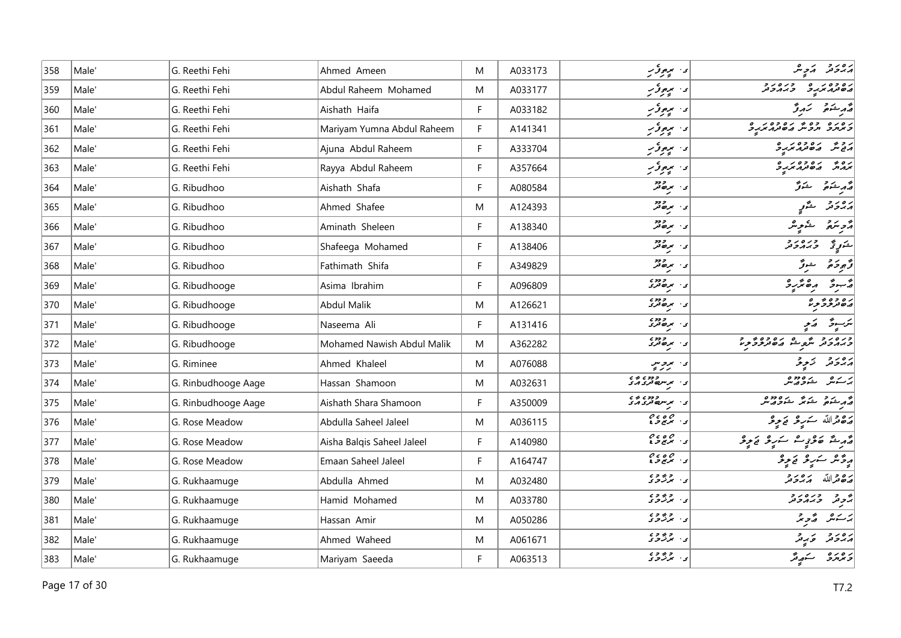| 358 | Male' | G. Reethi Fehi | Ahmed Ameen | M | A033173 | ގ. ރީތިފެހި | އަޙްމަދު އަމީން |
|---|---|---|---|---|---|---|---|
| 359 | Male' | G. Reethi Fehi | Abdul Raheem Mohamed | M | A033177 | ގ. ރީތިފެހި | އަބްދުއްރަޙީމް މުޙައްމަދު |
| 360 | Male' | G. Reethi Fehi | Aishath Haifa | F | A033182 | ގ. ރީތިފެހި | އާއިޝަތު ހައިފާ |
| 361 | Male' | G. Reethi Fehi | Mariyam Yumna Abdul Raheem | F | A141341 | ގ. ރީތިފެހި | މަރިޔަމް ޔުމްނާ އަބްދުއްރަޙީމް |
| 362 | Male' | G. Reethi Fehi | Ajuna Abdul Raheem | F | A333704 | ގ. ރީތިފެހި | އަޖުނާ އަބްދުއްރަޙީމް |
| 363 | Male' | G. Reethi Fehi | Rayya Abdul Raheem | F | A357664 | ގ. ރީތިފެހި | ރައްޔާ އަބްދުއްރަޙީމް |
| 364 | Male' | G. Ribudhoo | Aishath Shafa | F | A080584 | ގ. ރިބުދޫ | އާއިޝަތު ޝަފާ |
| 365 | Male' | G. Ribudhoo | Ahmed Shafee | M | A124393 | ގ. ރިބުދޫ | އަޙްމަދު ޝާފީ |
| 366 | Male' | G. Ribudhoo | Aminath Sheleen | F | A138340 | ގ. ރިބުދޫ | އާމިނަތު ޝެލީން |
| 367 | Male' | G. Ribudhoo | Shafeega Mohamed | F | A138406 | ގ. ރިބުދޫ | ޝަފީގާ މުޙައްމަދު |
| 368 | Male' | G. Ribudhoo | Fathimath Shifa | F | A349829 | ގ. ރިބުދޫ | ފާތިމަތު ޝިފާ |
| 369 | Male' | G. Ribudhooge | Asima Ibrahim | F | A096809 | ގ. ރިބުދޫގެ | އާސިމާ އިބްރާހީމް |
| 370 | Male' | G. Ribudhooge | Abdul Malik | M | A126621 | ގ. ރިބުދޫގެ | އަބްދުލްމާލިކު |
| 371 | Male' | G. Ribudhooge | Naseema Ali | F | A131416 | ގ. ރިބުދޫގެ | ނަސީމާ އަލި |
| 372 | Male' | G. Ribudhooge | Mohamed Nawish Abdul Malik | M | A362282 | ގ. ރިބުދޫގެ | މުޙައްމަދު ނާވިޝް އަބްދުލްމާލިކު |
| 373 | Male' | G. Riminee | Ahmed Khaleel | M | A076088 | ގ. ރިމިނީ | އަޙްމަދު ޚަލީލް |
| 374 | Male' | G. Rinbudhooge Aage | Hassan Shamoon | M | A032631 | ގ. ރިންބުދޫގެއާގެ | ހަސަން ޝަމްޢޫން |
| 375 | Male' | G. Rinbudhooge Aage | Aishath Shara Shamoon | F | A350009 | ގ. ރިންބުދޫގެއާގެ | އާއިޝަތު ޝަރާ ޝަމްޢޫން |
| 376 | Male' | G. Rose Meadow | Abdulla Saheel Jaleel | M | A036115 | ގ. ރޯޒްމެޑޯ | އަބްދުﷲ ސަހީލް ޖަލީލް |
| 377 | Male' | G. Rose Meadow | Aisha Balqis Saheel Jaleel | F | A140980 | ގ. ރޯޒްމެޑޯ | އައިޝާ ބަލްޤީސް ސަހީލް ޖަލީލް |
| 378 | Male' | G. Rose Meadow | Emaan Saheel Jaleel | F | A164747 | ގ. ރޯޒްމެޑޯ | އީމާން ސަހީލް ޖަލީލް |
| 379 | Male' | G. Rukhaamuge | Abdulla Ahmed | M | A032480 | ގ. ރުކާމުގެ | އަބްދުﷲ އަޙްމަދު |
| 380 | Male' | G. Rukhaamuge | Hamid Mohamed | M | A033780 | ގ. ރުކާމުގެ | ހާމިދު މުޙައްމަދު |
| 381 | Male' | G. Rukhaamuge | Hassan Amir | M | A050286 | ގ. ރުކާމުގެ | ހަސަން އާމިރު |
| 382 | Male' | G. Rukhaamuge | Ahmed Waheed | M | A061671 | ގ. ރުކާމުގެ | އަޙްމަދު ވަޙީދު |
| 383 | Male' | G. Rukhaamuge | Mariyam Saeeda | F | A063513 | ގ. ރުކާމުގެ | މަރިޔަމް ސަޢީދާ |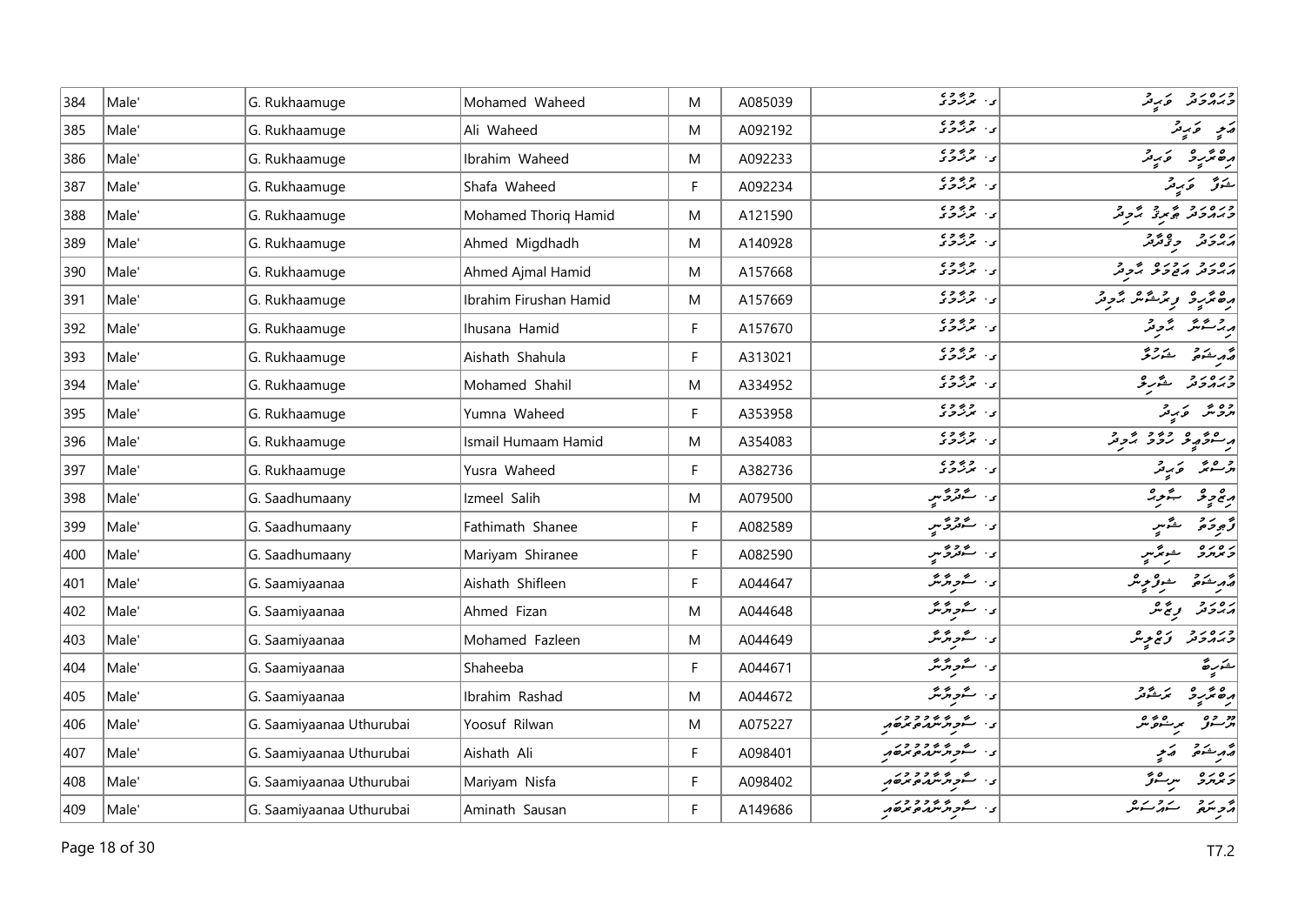| 384 | Male' | G. Rukhaamuge | Mohamed Waheed | M | A085039 | ގ. ރުހާމުގެ | މުހައްމަދު ވަހީދު |
|---|---|---|---|---|---|---|---|
| 385 | Male' | G. Rukhaamuge | Ali Waheed | M | A092192 | ގ. ރުހާމުގެ | އަލި ވަހީދު |
| 386 | Male' | G. Rukhaamuge | Ibrahim Waheed | M | A092233 | ގ. ރުހާމުގެ | އިބްރާހީމް ވަހީދު |
| 387 | Male' | G. Rukhaamuge | Shafa Waheed | F | A092234 | ގ. ރުހާމުގެ | ޝަފާ ވަހީދު |
| 388 | Male' | G. Rukhaamuge | Mohamed Thoriq Hamid | M | A121590 | ގ. ރުހާމުގެ | މުހައްމަދު ތާރިޤު ހާމިދު |
| 389 | Male' | G. Rukhaamuge | Ahmed Migdhadh | M | A140928 | ގ. ރުހާމުގެ | އަހްމަދު މިގްދާދު |
| 390 | Male' | G. Rukhaamuge | Ahmed Ajmal Hamid | M | A157668 | ގ. ރުހާމުގެ | އަހްމަދު އަޖްމަލް ހާމިދު |
| 391 | Male' | G. Rukhaamuge | Ibrahim Firushan Hamid | M | A157669 | ގ. ރުހާމުގެ | އިބްރާހީމް ފިރުޝާން ހާމިދު |
| 392 | Male' | G. Rukhaamuge | Ihusana Hamid | F | A157670 | ގ. ރުހާމުގެ | އިހުސާނާ ހާމިދު |
| 393 | Male' | G. Rukhaamuge | Aishath Shahula | F | A313021 | ގ. ރުހާމުގެ | އާއިޝަތު ޝަހުލާ |
| 394 | Male' | G. Rukhaamuge | Mohamed Shahil | M | A334952 | ގ. ރުހާމުގެ | މުހައްމަދު ޝާހިލް |
| 395 | Male' | G. Rukhaamuge | Yumna Waheed | F | A353958 | ގ. ރުހާމުގެ | ޔުމްނާ ވަހީދު |
| 396 | Male' | G. Rukhaamuge | Ismail Humaam Hamid | M | A354083 | ގ. ރުހާމުގެ | އިސްމާއީލް ހުމާމް ހާމިދު |
| 397 | Male' | G. Rukhaamuge | Yusra Waheed | F | A382736 | ގ. ރުހާމުގެ | ޔުސްރާ ވަހީދު |
| 398 | Male' | G. Saadhumaany | Izmeel Salih | M | A079500 | ގ. ސާދުމާނީ | އިޒްމީލް ސާލިހު |
| 399 | Male' | G. Saadhumaany | Fathimath Shanee | F | A082589 | ގ. ސާދުމާނީ | ފާތިމަތު ޝާނީ |
| 400 | Male' | G. Saadhumaany | Mariyam Shiranee | F | A082590 | ގ. ސާދުމާނީ | މަރިޔަމް ޝިރާނީ |
| 401 | Male' | G. Saamiyaanaa | Aishath Shifleen | F | A044647 | ގ. ސާމިޔާނާ | އާއިޝަތު ޝިފްލީން |
| 402 | Male' | G. Saamiyaanaa | Ahmed Fizan | M | A044648 | ގ. ސާމިޔާނާ | އަހްމަދު ފިޒާން |
| 403 | Male' | G. Saamiyaanaa | Mohamed Fazleen | M | A044649 | ގ. ސާމިޔާނާ | މުހައްމަދު ފަޒްލީން |
| 404 | Male' | G. Saamiyaanaa | Shaheeba | F | A044671 | ގ. ސާމިޔާނާ | ޝަހީބާ |
| 405 | Male' | G. Saamiyaanaa | Ibrahim Rashad | M | A044672 | ގ. ސާމިޔާނާ | އިބްރާހީމް ރަޝާދު |
| 406 | Male' | G. Saamiyaanaa Uthurubai | Yoosuf Rilwan | M | A075227 | ގ. ސާމިޔާނާއުތުރުބައި | ޔޫސުފް ރިލްވާން |
| 407 | Male' | G. Saamiyaanaa Uthurubai | Aishath Ali | F | A098401 | ގ. ސާމިޔާނާއުތުރުބައި | އާއިޝަތު އަލި |
| 408 | Male' | G. Saamiyaanaa Uthurubai | Mariyam Nisfa | F | A098402 | ގ. ސާމިޔާނާއުތުރުބައި | މަރިޔަމް ނިސްފާ |
| 409 | Male' | G. Saamiyaanaa Uthurubai | Aminath Sausan | F | A149686 | ގ. ސާމިޔާނާއުތުރުބައި | އާމިނަތު ސައުސަން |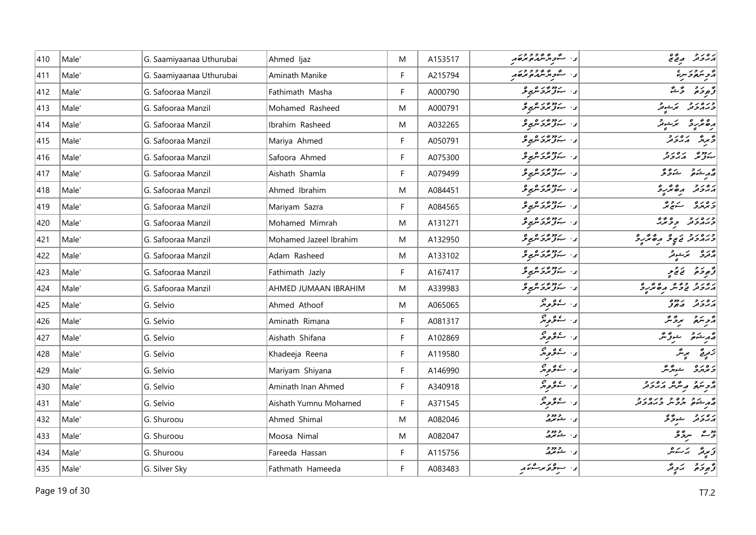| 410 | Male' | G. Saamiyaanaa Uthurubai | Ahmed Ijaz | M | A153517 | ގ. ސާމިޔާނާ އުތުރުބައި | އަޙްމަދު އިޖާޒު |
|---|---|---|---|---|---|---|---|
| 411 | Male' | G. Saamiyaanaa Uthurubai | Aminath Manike | F | A215794 | ގ. ސާމިޔާނާ އުތުރުބައި | އާމިނަތު މަނިކެ |
| 412 | Male' | G. Safooraa Manzil | Fathimath Masha | F | A000790 | ގ. ސަފޫރާ މަންޒިލް | ފާތިމަތު މާޝާ |
| 413 | Male' | G. Safooraa Manzil | Mohamed Rasheed | M | A000791 | ގ. ސަފޫރާ މަންޒިލް | މުޙައްމަދު ރަޝީދު |
| 414 | Male' | G. Safooraa Manzil | Ibrahim Rasheed | M | A032265 | ގ. ސަފޫރާ މަންޒިލް | އިބްރާހީމް ރަޝީދު |
| 415 | Male' | G. Safooraa Manzil | Mariya Ahmed | F | A050791 | ގ. ސަފޫރާ މަންޒިލް | މާރިޔާ އަޙްމަދު |
| 416 | Male' | G. Safooraa Manzil | Safoora Ahmed | F | A075300 | ގ. ސަފޫރާ މަންޒިލް | ސަފޫރާ އަޙްމަދު |
| 417 | Male' | G. Safooraa Manzil | Aishath Shamla | F | A079499 | ގ. ސަފޫރާ މަންޒިލް | އާއިޝަތު ޝަމްލާ |
| 418 | Male' | G. Safooraa Manzil | Ahmed Ibrahim | M | A084451 | ގ. ސަފޫރާ މަންޒިލް | އަޙްމަދު އިބްރާހީމް |
| 419 | Male' | G. Safooraa Manzil | Mariyam Sazra | F | A084565 | ގ. ސަފޫރާ މަންޒިލް | މަރިޔަމް ސަޒްރާ |
| 420 | Male' | G. Safooraa Manzil | Mohamed Mimrah | M | A131271 | ގ. ސަފޫރާ މަންޒިލް | މުޙައްމަދު މިމްރާހް |
| 421 | Male' | G. Safooraa Manzil | Mohamed Jazeel Ibrahim | M | A132950 | ގ. ސަފޫރާ މަންޒިލް | މުޙައްމަދު ޖަޒީލް އިބްރާހީމް |
| 422 | Male' | G. Safooraa Manzil | Adam Rasheed | M | A133102 | ގ. ސަފޫރާ މަންޒިލް | އާދަމް ރަޝީދު |
| 423 | Male' | G. Safooraa Manzil | Fathimath Jazly | F | A167417 | ގ. ސަފޫރާ މަންޒިލް | ފާތިމަތު ޖަޒްލީ |
| 424 | Male' | G. Safooraa Manzil | AHMED JUMAAN IBRAHIM | M | A339983 | ގ. ސަފޫރާ މަންޒިލް | އަޙްމަދު ޖުމާން އިބްރާހީމް |
| 425 | Male' | G. Selvio | Ahmed Athoof | M | A065065 | ގ. ސެލްވިއޯ | އަޙްމަދު އަތޫފް |
| 426 | Male' | G. Selvio | Aminath Rimana | F | A081317 | ގ. ސެލްވިއޯ | އާމިނަތު ރިމާނާ |
| 427 | Male' | G. Selvio | Aishath Shifana | F | A102869 | ގ. ސެލްވިއޯ | އާއިޝަތު ޝިފާނާ |
| 428 | Male' | G. Selvio | Khadeeja Reena | F | A119580 | ގ. ސެލްވިއޯ | ޚަދީޖާ ރީނާ |
| 429 | Male' | G. Selvio | Mariyam Shiyana | F | A146990 | ގ. ސެލްވިއޯ | މަރިޔަމް ޝިޔާނާ |
| 430 | Male' | G. Selvio | Aminath Inan Ahmed | F | A340918 | ގ. ސެލްވިއޯ | އާމިނަތު އިނާން އަޙްމަދު |
| 431 | Male' | G. Selvio | Aishath Yumnu Mohamed | F | A371545 | ގ. ސެލްވިއޯ | އާއިޝަތު ޔުމްނު މުޙައްމަދު |
| 432 | Male' | G. Shuroou | Ahmed Shimal | M | A082046 | ގ. ޝުރޫޢު | އަޙްމަދު ޝިމާލް |
| 433 | Male' | G. Shuroou | Moosa Nimal | M | A082047 | ގ. ޝުރޫޢު | މޫސާ ނިމާލް |
| 434 | Male' | G. Shuroou | Fareeda Hassan | F | A115756 | ގ. ޝުރޫޢު | ފަރީދާ ޙަސަން |
| 435 | Male' | G. Silver Sky | Fathmath Hameeda | F | A083483 | ގ. ސިލްވަރސްކައި | ފާތިމަތު ހަމީދާ |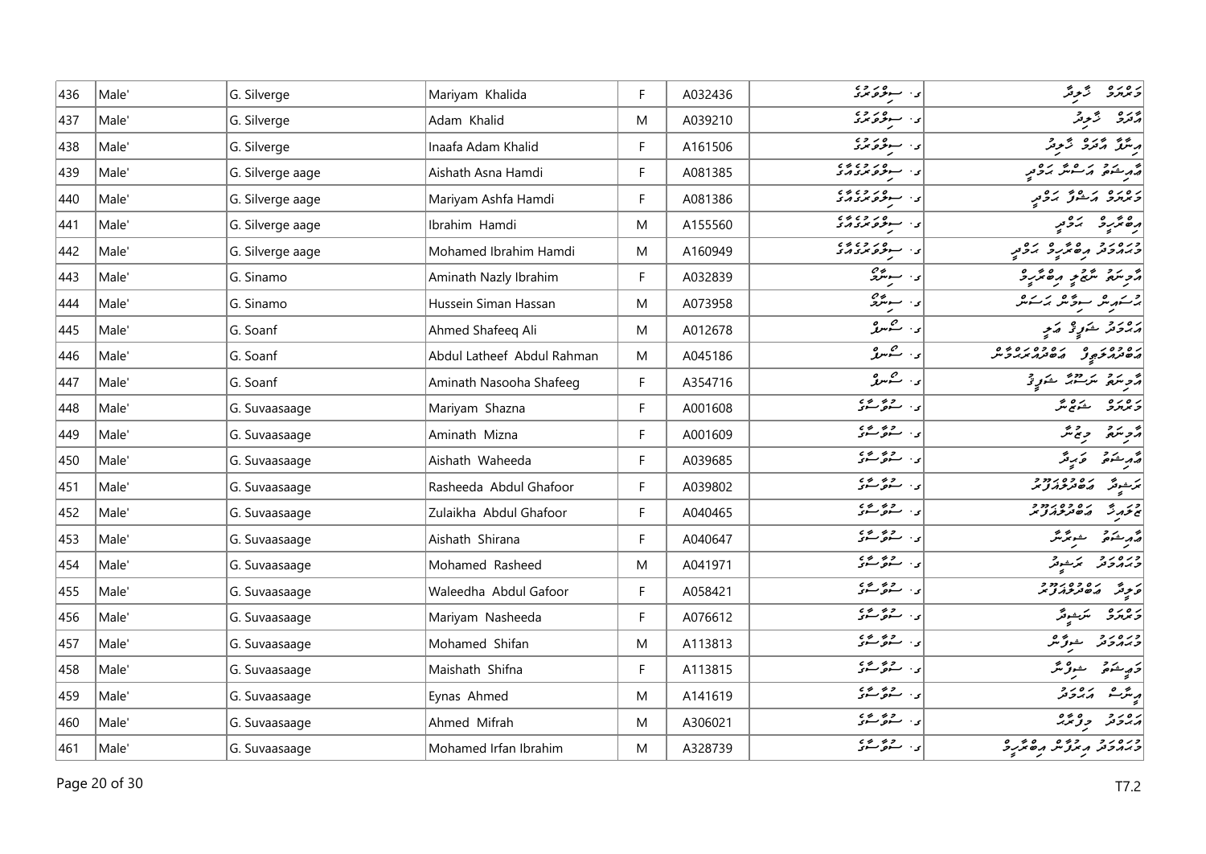| 436 | Male' | G. Silverge | Mariyam Khalida | F | A032436 | ގ. ސިލްވަރޖް | މަރިޔަމް ޚާލިދާ |
|---|---|---|---|---|---|---|---|
| 437 | Male' | G. Silverge | Adam Khalid | M | A039210 | ގ. ސިލްވަރޖް | އާދަމް ޚާލިދު |
| 438 | Male' | G. Silverge | Inaafa Adam Khalid | F | A161506 | ގ. ސިލްވަރޖް | އިނާފާ އާދަމް ޚާލިދު |
| 439 | Male' | G. Silverge aage | Aishath Asna Hamdi | F | A081385 | ގ. ސިލްވަރޖްއާގެ | އައިޝަތު އަސްނާ ހަމްދީ |
| 440 | Male' | G. Silverge aage | Mariyam Ashfa Hamdi | F | A081386 | ގ. ސިލްވަރޖްއާގެ | މަރިޔަމް އަށްފާ ހަމްދީ |
| 441 | Male' | G. Silverge aage | Ibrahim Hamdi | M | A155560 | ގ. ސިލްވަރޖްއާގެ | އިބްރާހީމް ހަމްދީ |
| 442 | Male' | G. Silverge aage | Mohamed Ibrahim Hamdi | M | A160949 | ގ. ސިލްވަރޖްއާގެ | މުޙައްމަދު އިބްރާހީމް ހަމްދީ |
| 443 | Male' | G. Sinamo | Aminath Nazly Ibrahim | F | A032839 | ގ. ސިނަމޯ | އާމިނަތު ނާޒްލީ އިބްރާހީމް |
| 444 | Male' | G. Sinamo | Hussein Siman Hassan | M | A073958 | ގ. ސިނަމޯ | ހުސައިން ސިމާން ހަސަން |
| 445 | Male' | G. Soanf | Ahmed Shafeeq Ali | M | A012678 | ގ. ސޯންފް | އަޙްމަދު ޝަފީޤު އަލި |
| 446 | Male' | G. Soanf | Abdul Latheef Abdul Rahman | M | A045186 | ގ. ސޯންފް | އަބްދުއްލަޠީފް އަބްދުއްރަޙްމާން |
| 447 | Male' | G. Soanf | Aminath Nasooha Shafeeg | F | A354716 | ގ. ސޯންފް | އާމިނަތު ނަސޫޙާ ޝަފީގު |
| 448 | Male' | G. Suvaasaage | Mariyam Shazna | F | A001608 | ގ. ސުވާސާގެ | މަރިޔަމް ޝަޒްނާ |
| 449 | Male' | G. Suvaasaage | Aminath Mizna | F | A001609 | ގ. ސުވާސާގެ | އާމިނަތު މިޒްނާ |
| 450 | Male' | G. Suvaasaage | Aishath Waheeda | F | A039685 | ގ. ސުވާސާގެ | އައިޝަތު ވަހީދާ |
| 451 | Male' | G. Suvaasaage | Rasheeda Abdul Ghafoor | F | A039802 | ގ. ސުވާސާގެ | ރަޝީދާ އަބްދުލްޣަފޫރު |
| 452 | Male' | G. Suvaasaage | Zulaikha Abdul Ghafoor | F | A040465 | ގ. ސުވާސާގެ | ޒުލައިޚާ އަބްދުލްޣަފޫރު |
| 453 | Male' | G. Suvaasaage | Aishath Shirana | F | A040647 | ގ. ސުވާސާގެ | އައިޝަތު ޝިރާނާ |
| 454 | Male' | G. Suvaasaage | Mohamed Rasheed | M | A041971 | ގ. ސުވާސާގެ | މުޙައްމަދު ރަޝީދު |
| 455 | Male' | G. Suvaasaage | Waleedha Abdul Gafoor | F | A058421 | ގ. ސުވާސާގެ | ވަލީދާ އަބްދުލްޣަފޫރު |
| 456 | Male' | G. Suvaasaage | Mariyam Nasheeda | F | A076612 | ގ. ސުވާސާގެ | މަރިޔަމް ނަޝީދާ |
| 457 | Male' | G. Suvaasaage | Mohamed Shifan | M | A113813 | ގ. ސުވާސާގެ | މުޙައްމަދު ޝިފާން |
| 458 | Male' | G. Suvaasaage | Maishath Shifna | F | A113815 | ގ. ސުވާސާގެ | މައިޝަތު ޝިފްނާ |
| 459 | Male' | G. Suvaasaage | Eynas Ahmed | M | A141619 | ގ. ސުވާސާގެ | އީނާސް އަޙްމަދު |
| 460 | Male' | G. Suvaasaage | Ahmed Mifrah | M | A306021 | ގ. ސުވާސާގެ | އަޙްމަދު މިފްރާޙް |
| 461 | Male' | G. Suvaasaage | Mohamed Irfan Ibrahim | M | A328739 | ގ. ސުވާސާގެ | މުޙައްމަދު އިރްފާން އިބްރާހީމް |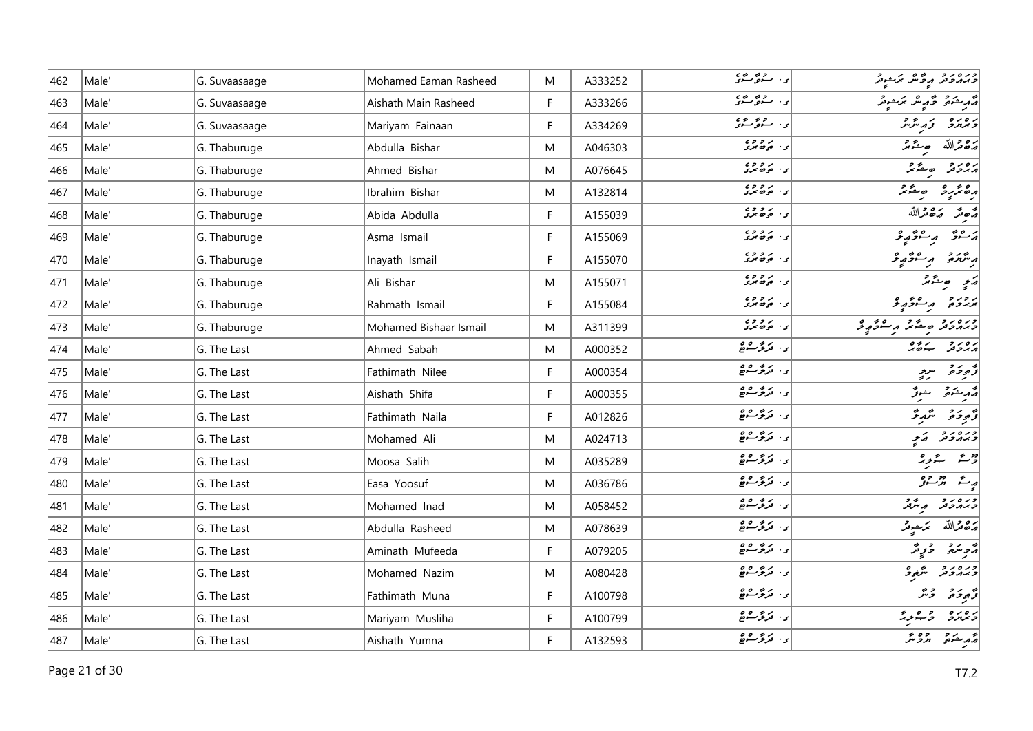| 462 | Male' | G. Suvaasaage | Mohamed Eaman Rasheed | M | A333252 | ގ. ސުވާސާގެ | މުޙައްމަދު އީމާން ރަޝީދު |
|---|---|---|---|---|---|---|---|
| 463 | Male' | G. Suvaasaage | Aishath Main Rasheed | F | A333266 | ގ. ސުވާސާގެ | އާއިޝަތު މާއިން ރަޝީދު |
| 464 | Male' | G. Suvaasaage | Mariyam Fainaan | F | A334269 | ގ. ސުވާސާގެ | މަރިޔަމް ފައިނާން |
| 465 | Male' | G. Thaburuge | Abdulla Bishar | M | A046303 | ގ. ތަބުރުގެ | އަބްދުﷲ ބިޝާރު |
| 466 | Male' | G. Thaburuge | Ahmed Bishar | M | A076645 | ގ. ތަބުރުގެ | އަޙްމަދު ބިޝާރު |
| 467 | Male' | G. Thaburuge | Ibrahim Bishar | M | A132814 | ގ. ތަބުރުގެ | އިބްރާހީމް ބިޝާރު |
| 468 | Male' | G. Thaburuge | Abida Abdulla | F | A155039 | ގ. ތަބުރުގެ | އާބިދާ އަބްދުﷲ |
| 469 | Male' | G. Thaburuge | Asma Ismail | F | A155069 | ގ. ތަބުރުގެ | އަސްމާ އިސްމާއީލް |
| 470 | Male' | G. Thaburuge | Inayath Ismail | F | A155070 | ގ. ތަބުރުގެ | އިނާޔަތު އިސްމާއީލް |
| 471 | Male' | G. Thaburuge | Ali Bishar | M | A155071 | ގ. ތަބުރުގެ | އަލި ބިޝާރު |
| 472 | Male' | G. Thaburuge | Rahmath Ismail | F | A155084 | ގ. ތަބުރުގެ | ރަޙްމަތު އިސްމާއީލް |
| 473 | Male' | G. Thaburuge | Mohamed Bishaar Ismail | M | A311399 | ގ. ތަބުރުގެ | މުޙައްމަދު ބިޝާރު އިސްމާއީލް |
| 474 | Male' | G. The Last | Ahmed Sabah | M | A000352 | ގ. ދަލާސްޓް | އަޙްމަދު ސަބާޙް |
| 475 | Male' | G. The Last | Fathimath Nilee | F | A000354 | ގ. ދަލާސްޓް | ފާތިމަތު ނިލީ |
| 476 | Male' | G. The Last | Aishath Shifa | F | A000355 | ގ. ދަލާސްޓް | އާއިޝަތު ޝިފާ |
| 477 | Male' | G. The Last | Fathimath Naila | F | A012826 | ގ. ދަލާސްޓް | ފާތިމަތު ނާއިލާ |
| 478 | Male' | G. The Last | Mohamed Ali | M | A024713 | ގ. ދަލާސްޓް | މުޙައްމަދު އަލި |
| 479 | Male' | G. The Last | Moosa Salih | M | A035289 | ގ. ދަލާސްޓް | މޫސާ ސާލިހް |
| 480 | Male' | G. The Last | Easa Yoosuf | M | A036786 | ގ. ދަލާސްޓް | ޢީސާ ޔޫސުފް |
| 481 | Male' | G. The Last | Mohamed Inad | M | A058452 | ގ. ދަލާސްޓް | މުޙައްމަދު އިނާދު |
| 482 | Male' | G. The Last | Abdulla Rasheed | M | A078639 | ގ. ދަލާސްޓް | އަބްދުﷲ ރަޝީދު |
| 483 | Male' | G. The Last | Aminath Mufeeda | F | A079205 | ގ. ދަލާސްޓް | އާމިނަތު މުފީދާ |
| 484 | Male' | G. The Last | Mohamed Nazim | M | A080428 | ގ. ދަލާސްޓް | މުޙައްމަދު ނާޒިމް |
| 485 | Male' | G. The Last | Fathimath Muna | F | A100798 | ގ. ދަލާސްޓް | ފާތިމަތު މުނާ |
| 486 | Male' | G. The Last | Mariyam Musliha | F | A100799 | ގ. ދަލާސްޓް | މަރިޔަމް މުސްލިހާ |
| 487 | Male' | G. The Last | Aishath Yumna | F | A132593 | ގ. ދަލާސްޓް | އާއިޝަތު ޔުމްނާ |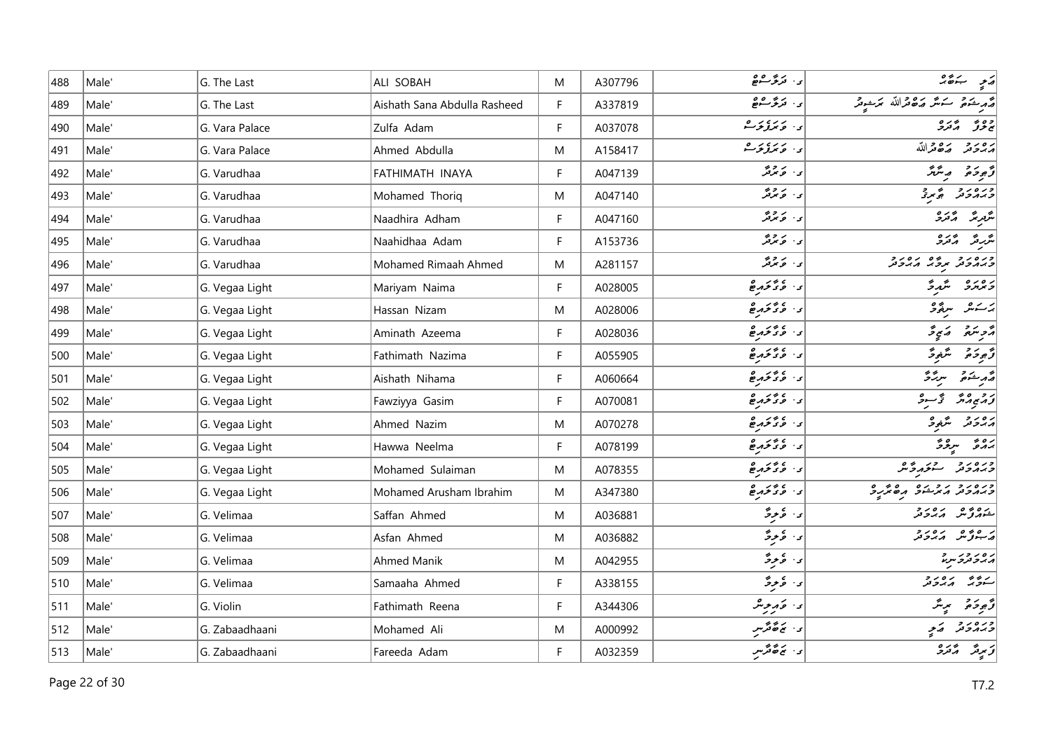| 488 | Male' | G. The Last | ALI SOBAH | M | A307796 | ގ. ދަލާސްޓް | އަލި ސަބާހް |
|---|---|---|---|---|---|---|---|
| 489 | Male' | G. The Last | Aishath Sana Abdulla Rasheed | F | A337819 | ގ. ދަލާސްޓް | އައިޝަތު ސަނާ އަބްދުﷲ ރަޝީދު |
| 490 | Male' | G. Vara Palace | Zulfa Adam | F | A037078 | ގ. ވަރަޕެލަސް | ޒުލްފާ އާދަމް |
| 491 | Male' | G. Vara Palace | Ahmed Abdulla | M | A158417 | ގ. ވަރަޕެލަސް | އަޙްމަދު އަބްދުﷲ |
| 492 | Male' | G. Varudhaa | FATHIMATH INAYA | F | A047139 | ގ. ވަރުދާ | ފާތިމަތު އިނާޔާ |
| 493 | Male' | G. Varudhaa | Mohamed Thoriq | M | A047140 | ގ. ވަރުދާ | މުޙައްމަދު ޠާރިޤު |
| 494 | Male' | G. Varudhaa | Naadhira Adham | F | A047160 | ގ. ވަރުދާ | ނާދިރާ އަދުހަމް |
| 495 | Male' | G. Varudhaa | Naahidhaa Adam | F | A153736 | ގ. ވަރުދާ | ނާހިދާ އާދަމް |
| 496 | Male' | G. Varudhaa | Mohamed Rimaah Ahmed | M | A281157 | ގ. ވަރުދާ | މުޙައްމަދު ރިމާހް އަޙްމަދު |
| 497 | Male' | G. Vegaa Light | Mariyam Naima | F | A028005 | ގ. ވެގާލައިޓް | މަރިޔަމް ނާއިމާ |
| 498 | Male' | G. Vegaa Light | Hassan Nizam | M | A028006 | ގ. ވެގާލައިޓް | ހަސަން ނިޒާމް |
| 499 | Male' | G. Vegaa Light | Aminath Azeema | F | A028036 | ގ. ވެގާލައިޓް | އާމިނަތު އަޒީމާ |
| 500 | Male' | G. Vegaa Light | Fathimath Nazima | F | A055905 | ގ. ވެގާލައިޓް | ފާތިމަތު ނާޒިމާ |
| 501 | Male' | G. Vegaa Light | Aishath Nihama | F | A060664 | ގ. ވެގާލައިޓް | އައިޝަތު ނިހާމާ |
| 502 | Male' | G. Vegaa Light | Fawziyya Gasim | F | A070081 | ގ. ވެގާލައިޓް | ފައުޒިއްޔާ ޤާސިމް |
| 503 | Male' | G. Vegaa Light | Ahmed Nazim | M | A070278 | ގ. ވެގާލައިޓް | އަޙްމަދު ނާޒިމް |
| 504 | Male' | G. Vegaa Light | Hawwa Neelma | F | A078199 | ގ. ވެގާލައިޓް | ހައްވާ ނީލްމާ |
| 505 | Male' | G. Vegaa Light | Mohamed Sulaiman | M | A078355 | ގ. ވެގާލައިޓް | މުޙައްމަދު ސުލައިމާން |
| 506 | Male' | G. Vegaa Light | Mohamed Arusham Ibrahim | M | A347380 | ގ. ވެގާލައިޓް | މުޙައްމަދު އަރުޝަމް އިބްރާހީމް |
| 507 | Male' | G. Velimaa | Saffan Ahmed | M | A036881 | ގ. ވެލިމާ | ޝައްފާން އަޙްމަދު |
| 508 | Male' | G. Velimaa | Asfan Ahmed | M | A036882 | ގ. ވެލިމާ | އަސްފާން އަޙްމަދު |
| 509 | Male' | G. Velimaa | Ahmed Manik | M | A042955 | ގ. ވެލިމާ | އަޙްމަދުމަނިކު |
| 510 | Male' | G. Velimaa | Samaaha Ahmed | F | A338155 | ގ. ވެލިމާ | ސަމާހާ އަޙްމަދު |
| 511 | Male' | G. Violin | Fathimath Reena | F | A344306 | ގ. ވައިލިން | ފާތިމަތު ރީނާ |
| 512 | Male' | G. Zabaadhaani | Mohamed Ali | M | A000992 | ގ. ޒަބާދާނީ | މުޙައްމަދު އަލި |
| 513 | Male' | G. Zabaadhaani | Fareeda Adam | F | A032359 | ގ. ޒަބާދާނީ | ފަރީދާ އާދަމް |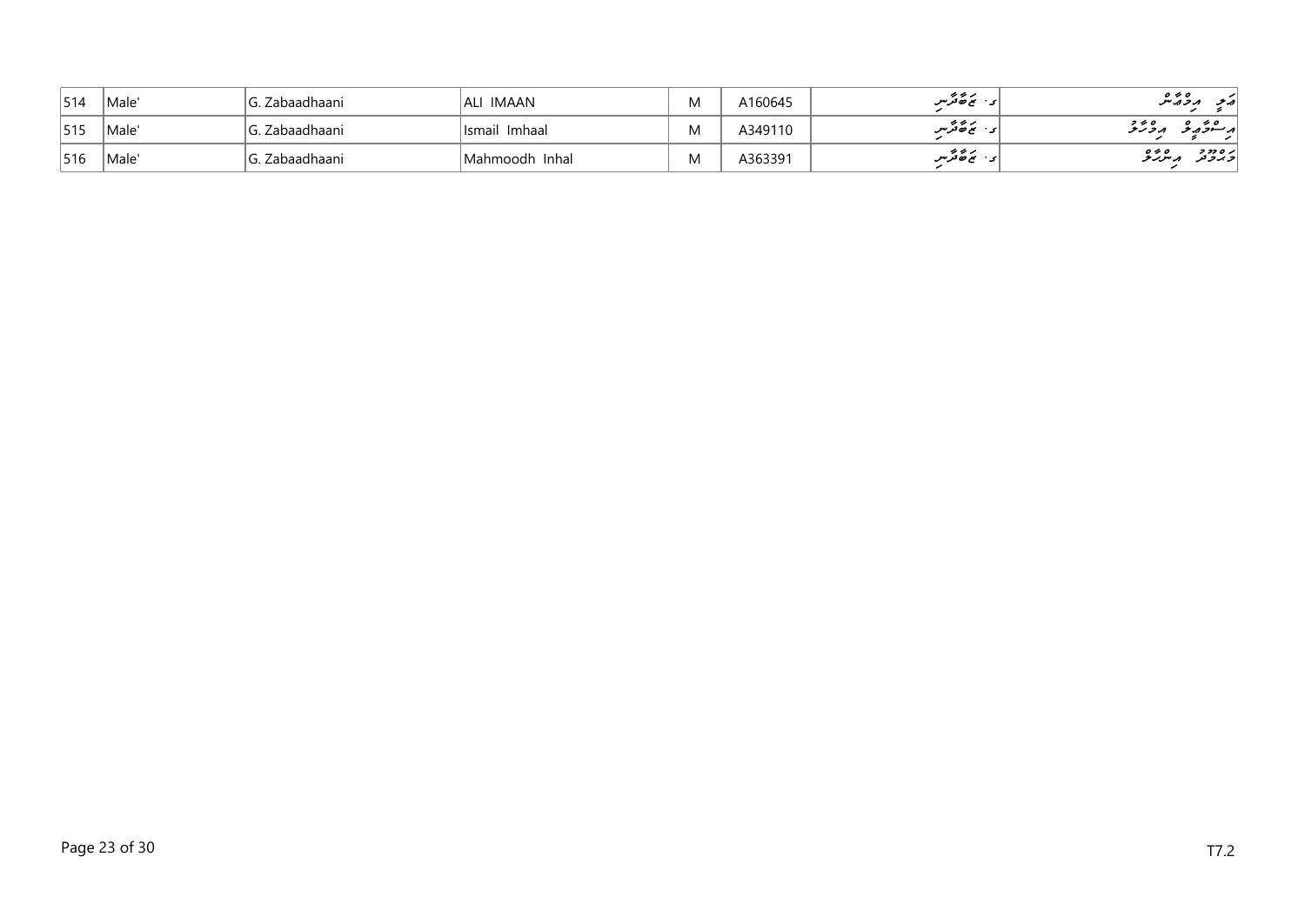| 514 | Male' | G. Zabaadhaani | ALI IMAAN | M | A160645 | ގ. ޒަބާދާނީ | އަލި އިމާން |
|---|---|---|---|---|---|---|---|
| 515 | Male' | G. Zabaadhaani | Ismail Imhaal | M | A349110 | ގ. ޒަބާދާނީ | އިސްމާޢީލް އިމްހާލް |
| 516 | Male' | G. Zabaadhaani | Mahmoodh Inhal | M | A363391 | ގ. ޒަބާދާނީ | މަޙްމޫދު އިންހާލް |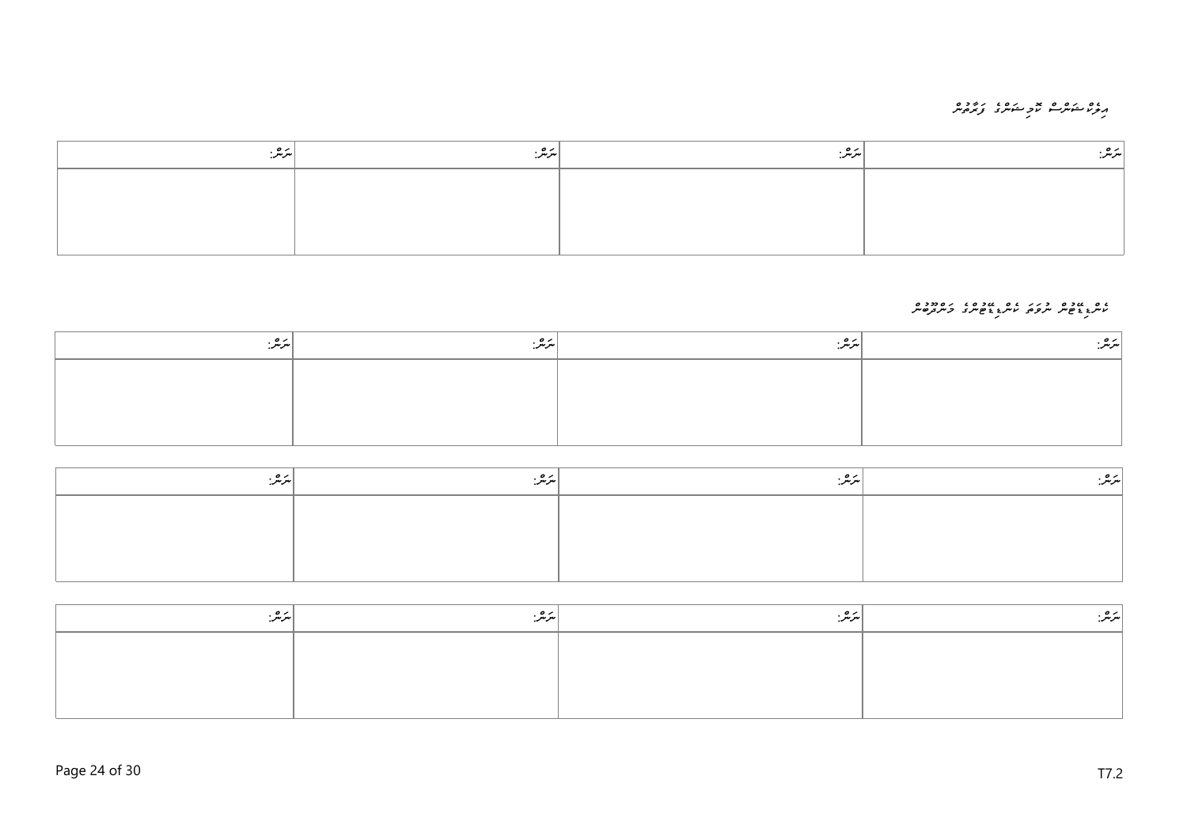# ދިވެހި ސަރުކާރު ކޮމިޝަންގެ ފަރާތުން

| ނަން: | ނަން: | ނަން: | ނަން: |
|---|---|---|---|
| | | | |

# ކުންފުނީގެ ހިއްސާ ކުންފުނީގެ މަސްއޫލުން

| ނަން: | ނަން: | ނަން: | ނަން: |
|---|---|---|---|
| | | | |

| ނަން: | ނަން: | ނަން: | ނަން: |
|---|---|---|---|
| | | | |

| ނަން: | ނަން: | ނަން: | ނަން: |
|---|---|---|---|
| | | | |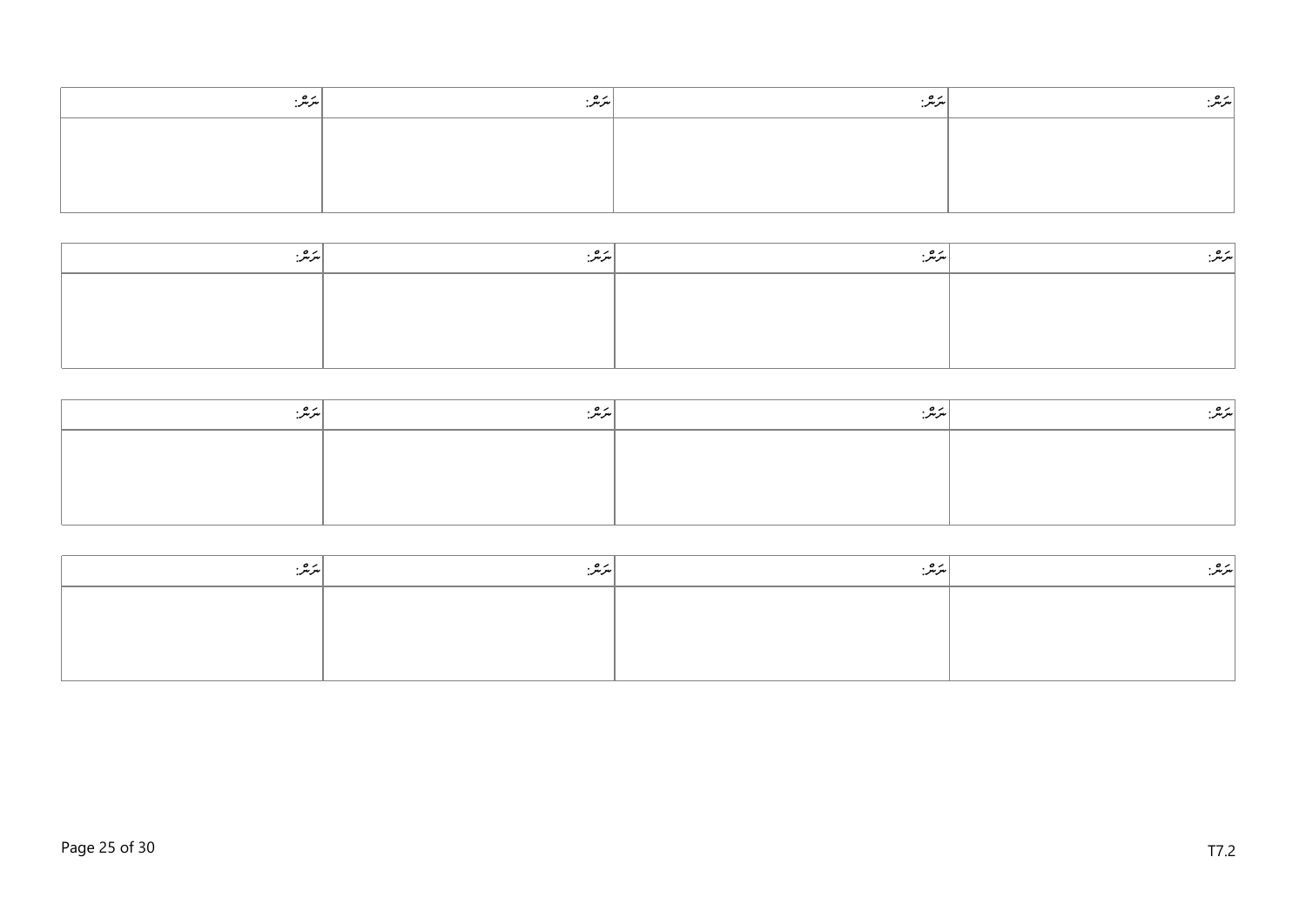| ނަރަދ: | ނަރަދ: | ނަރަދ: | ނަރަދ: |
| --- | --- | --- | --- |
| | | | |

| ނަރަދ: | ނަރަދ: | ނަރަދ: | ނަރަދ: |
| --- | --- | --- | --- |
| | | | |

| ނަރަދ: | ނަރަދ: | ނަރަދ: | ނަރަދ: |
| --- | --- | --- | --- |
| | | | |

| ނަރަދ: | ނަރަދ: | ނަރަދ: | ނަރަދ: |
| --- | --- | --- | --- |
| | | | |

T7.2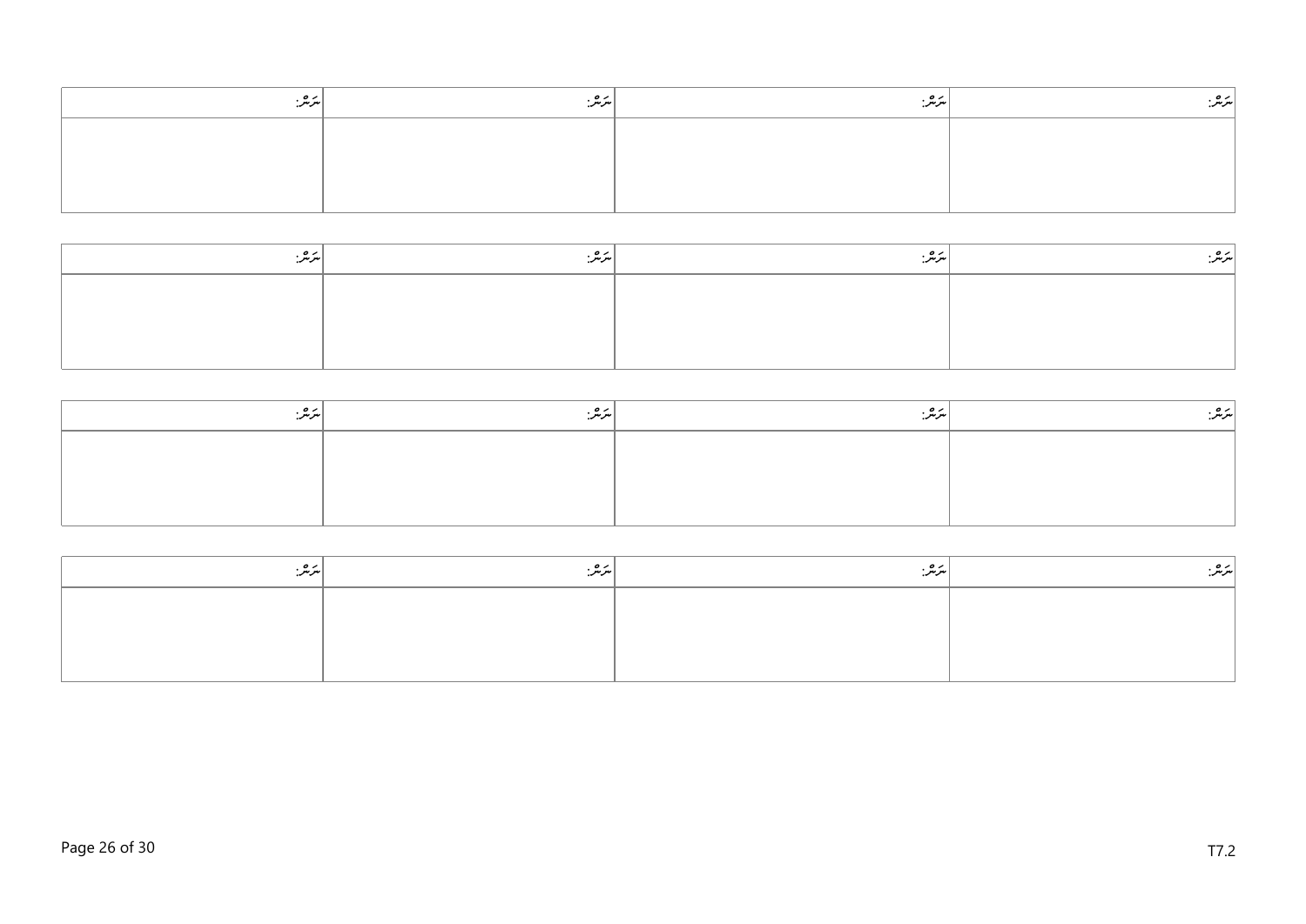| ނަރަދ: | ނަރަދ: | ނަރަދ: | ނަރަދ: |
| --- | --- | --- | --- |
| | | | |

| ނަރަދ: | ނަރަދ: | ނަރަދ: | ނަރަދ: |
| --- | --- | --- | --- |
| | | | |

| ނަރަދ: | ނަރަދ: | ނަރަދ: | ނަރަދ: |
| --- | --- | --- | --- |
| | | | |

| ނަރަދ: | ނަރަދ: | ނަރަދ: | ނަރަދ: |
| --- | --- | --- | --- |
| | | | |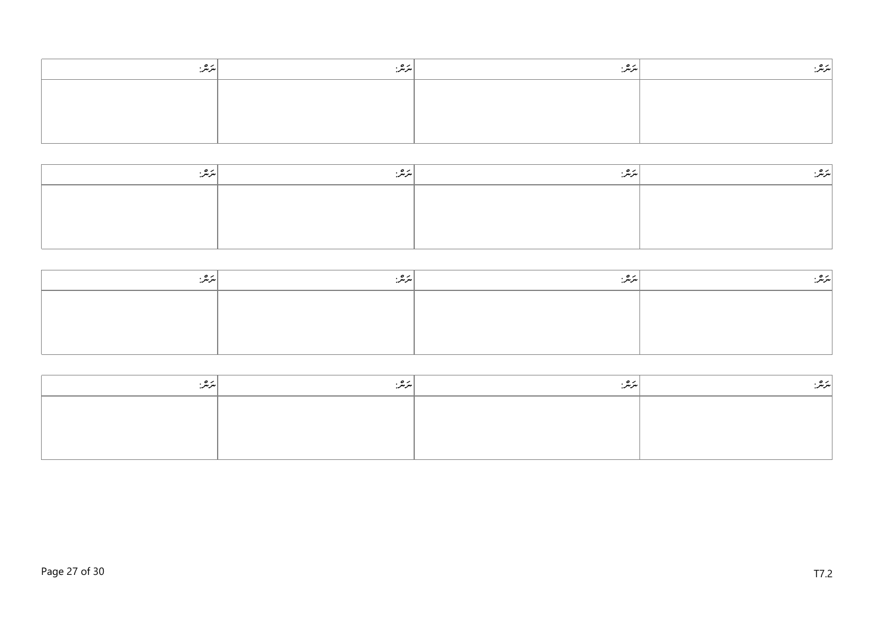| ނަރުދ: | ނަރުދ: | ނަރުދ: | ނަރުދ: |
| --- | --- | --- | --- |
| | | | |

| ނަރުދ: | ނަރުދ: | ނަރުދ: | ނަރުދ: |
| --- | --- | --- | --- |
| | | | |

| ނަރުދ: | ނަރުދ: | ނަރުދ: | ނަރުދ: |
| --- | --- | --- | --- |
| | | | |

| ނަރުދ: | ނަރުދ: | ނަރުދ: | ނަރުދ: |
| --- | --- | --- | --- |
| | | | |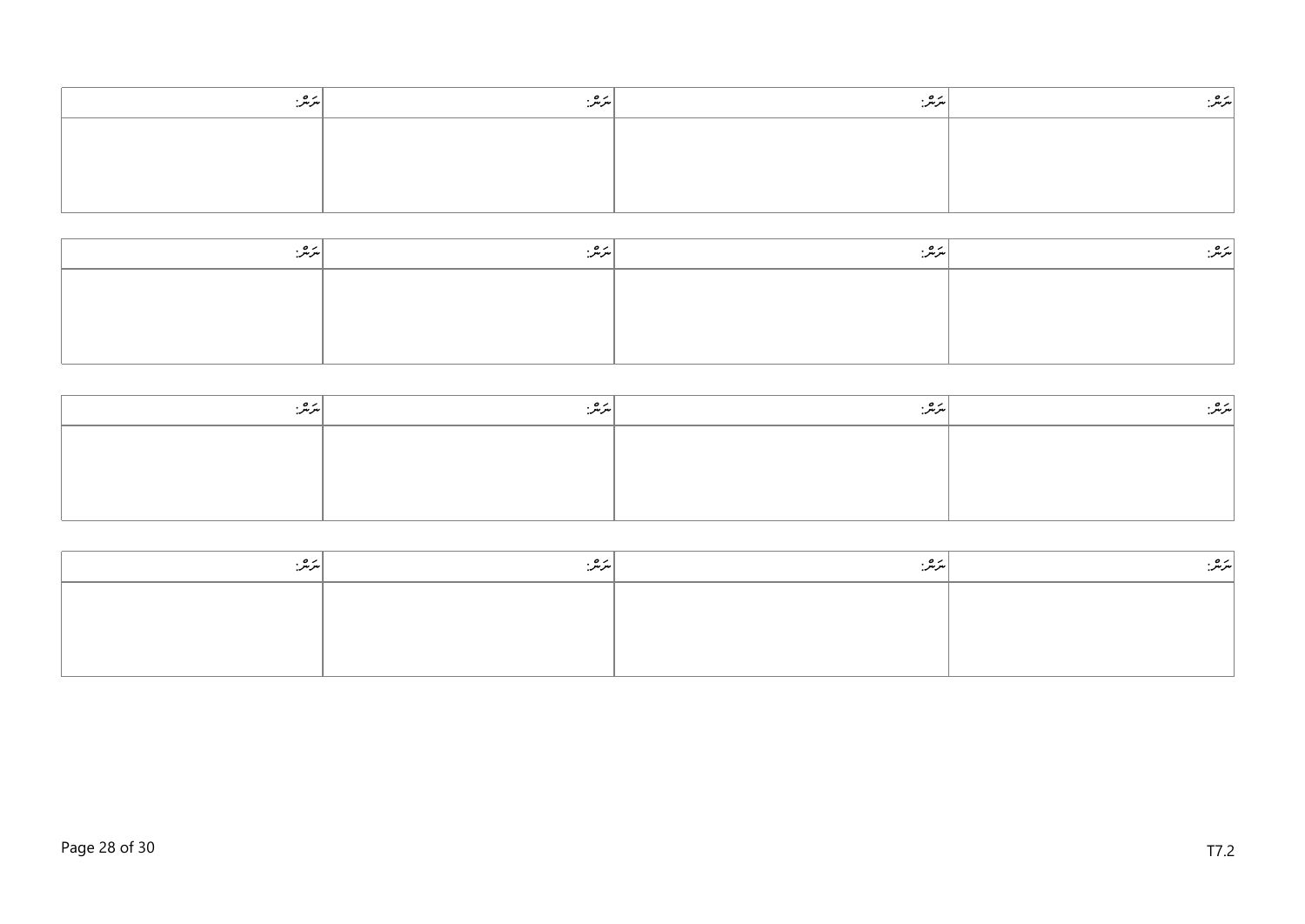| ނަންބަރު: | ނަންބަރު: | ނަންބަރު: | ނަންބަރު: |
|---|---|---|---|
| | | | |

| ނަންބަރު: | ނަންބަރު: | ނަންބަރު: | ނަންބަރު: |
|---|---|---|---|
| | | | |

| ނަންބަރު: | ނަންބަރު: | ނަންބަރު: | ނަންބަރު: |
|---|---|---|---|
| | | | |

| ނަންބަރު: | ނަންބަރު: | ނަންބަރު: | ނަންބަރު: |
|---|---|---|---|
| | | | |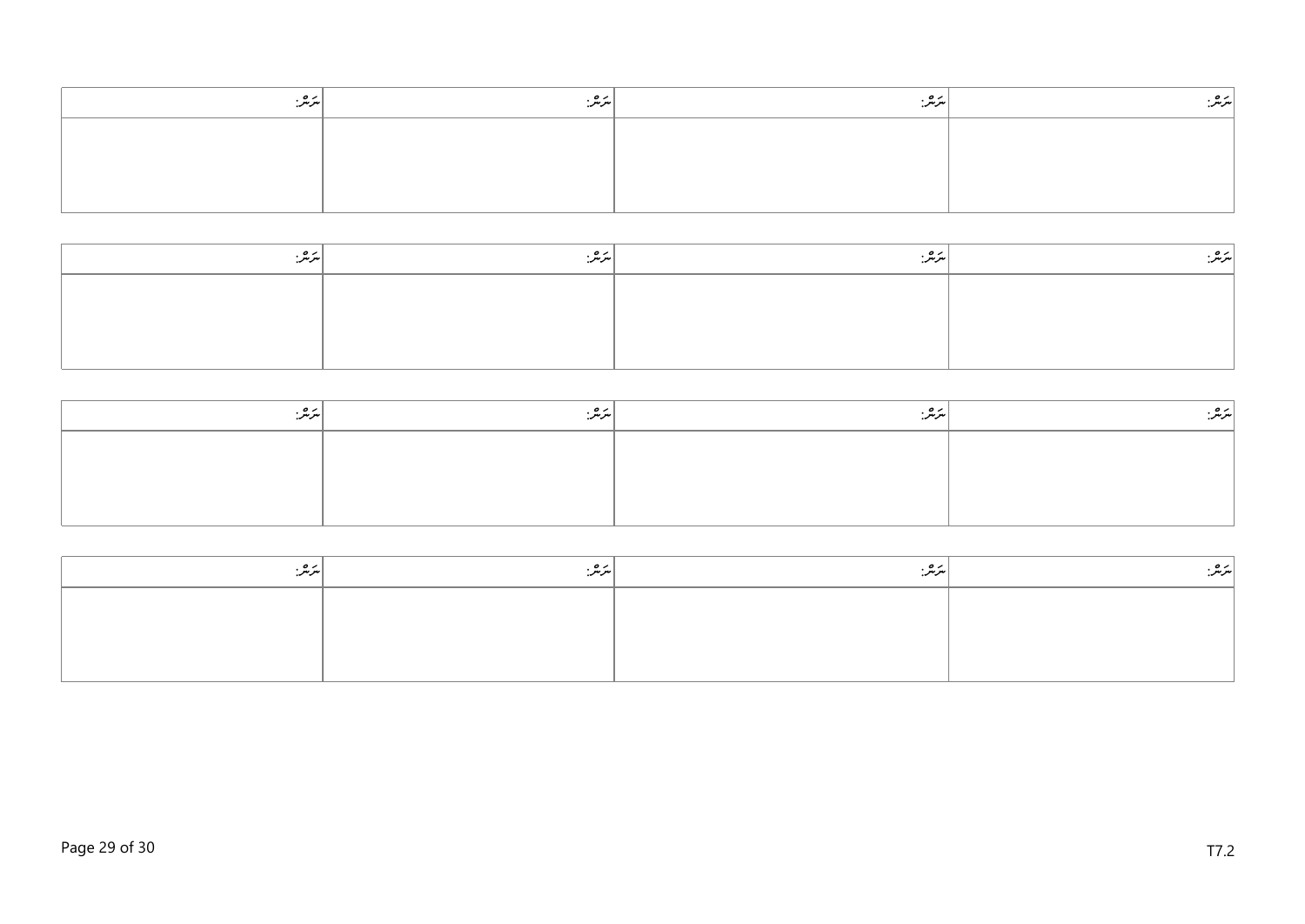| ىَرَسْ: | ىَرَسْ: | ىَرَسْ: | ىَرَسْ: |
| --- | --- | --- | --- |
| | | | |

| ىَرَسْ: | ىَرَسْ: | ىَرَسْ: | ىَرَسْ: |
| --- | --- | --- | --- |
| | | | |

| ىَرَسْ: | ىَرَسْ: | ىَرَسْ: | ىَرَسْ: |
| --- | --- | --- | --- |
| | | | |

| ىَرَسْ: | ىَرَسْ: | ىَرَسْ: | ىَرَسْ: |
| --- | --- | --- | --- |
| | | | |

T7.2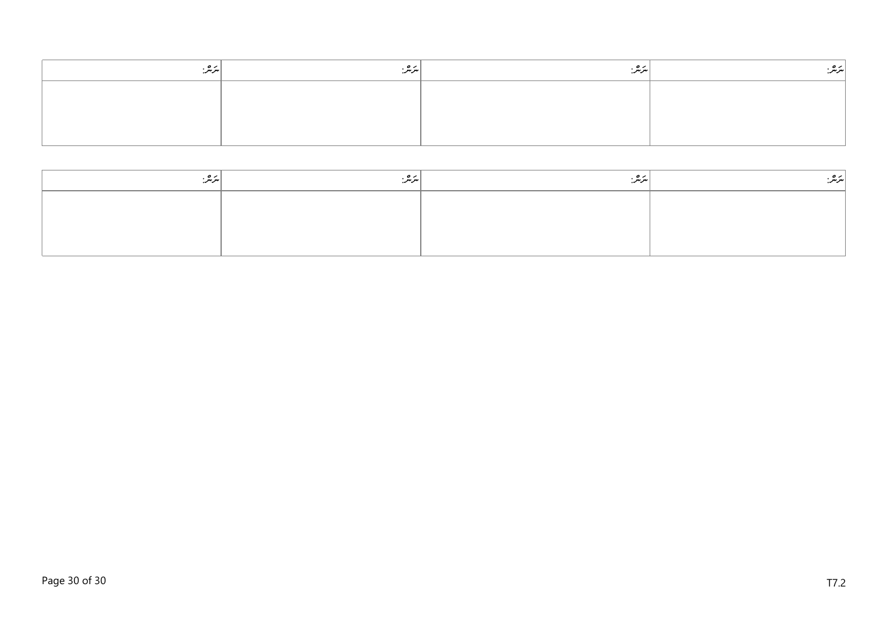| ނަރަދ: | ނަރަދ: | ނަރަދ: | ނަރަދ: |
| --- | --- | --- | --- |
| | | | |

| ނަރަދ: | ނަރަދ: | ނަރަދ: | ނަރަދ: |
| --- | --- | --- | --- |
| | | | |